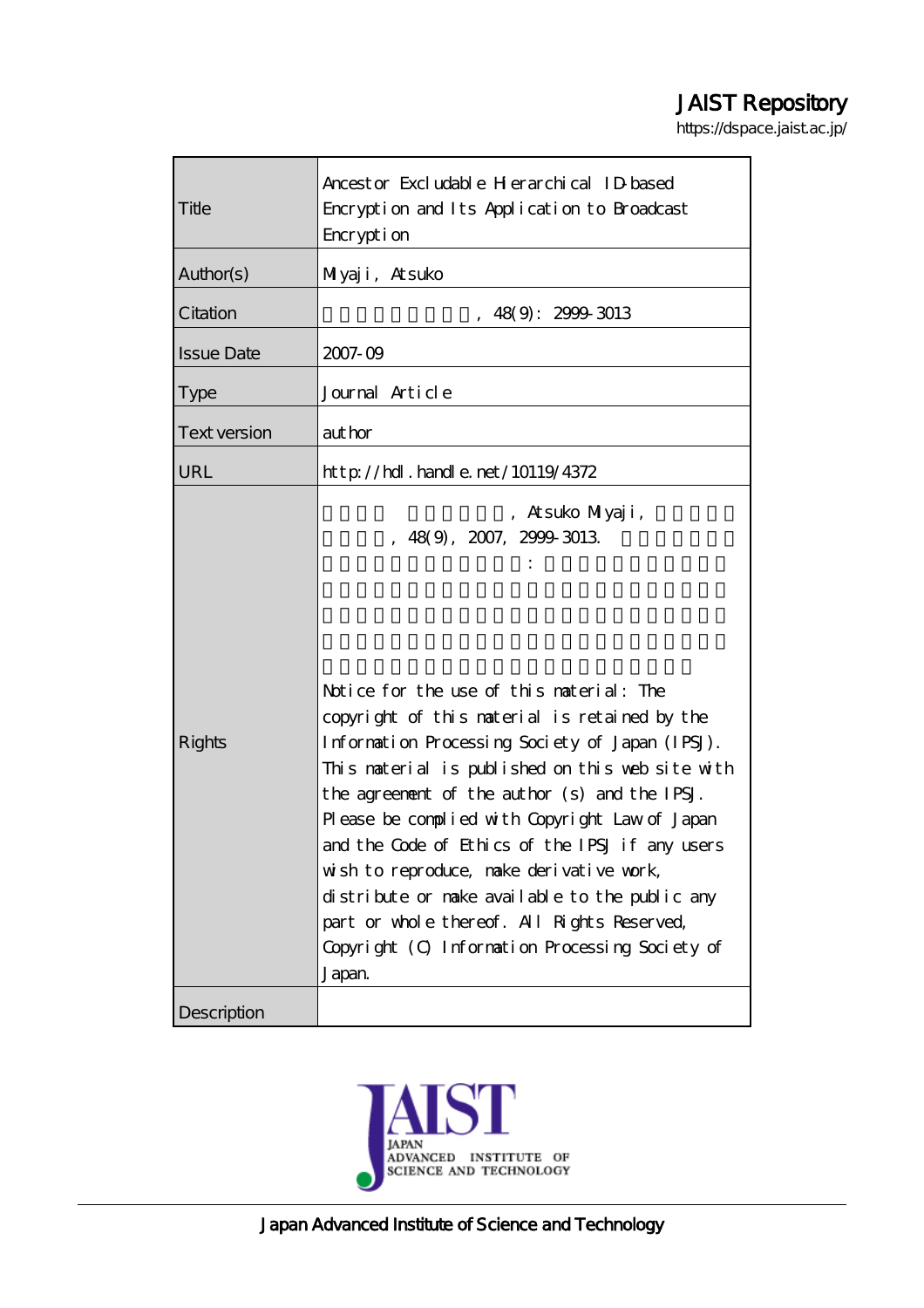# JAIST Repository

https://dspace.jaist.ac.jp/

| | |
|---|---|
| Title | Ancestor Excludable Hierarchical ID-based Encryption and Its Application to Broadcast Encryption |
| Author(s) | Miyaji, Atsuko |
| Citation | , 48(9): 2999-3013 |
| Issue Date | 2007-09 |
| Type | Journal Article |
| Text version | author |
| URL | http://hdl.handle.net/10119/4372 |
| Rights | , Atsuko Miyaji, , 48(9), 2007, 2999-3013. : Notice for the use of this material: The copyright of this material is retained by the Information Processing Society of Japan (IPSJ). This material is published on this web site with the agreement of the author (s) and the IPSJ. Please be complied with Copyright Law of Japan and the Code of Ethics of the IPSJ if any users wish to reproduce, make derivative work, distribute or make available to the public any part or whole thereof. All Rights Reserved, Copyright (C) Information Processing Society of Japan. |
| Description | |

JAIST
JAPAN
ADVANCED INSTITUTE OF
SCIENCE AND TECHNOLOGY

Japan Advanced Institute of Science and Technology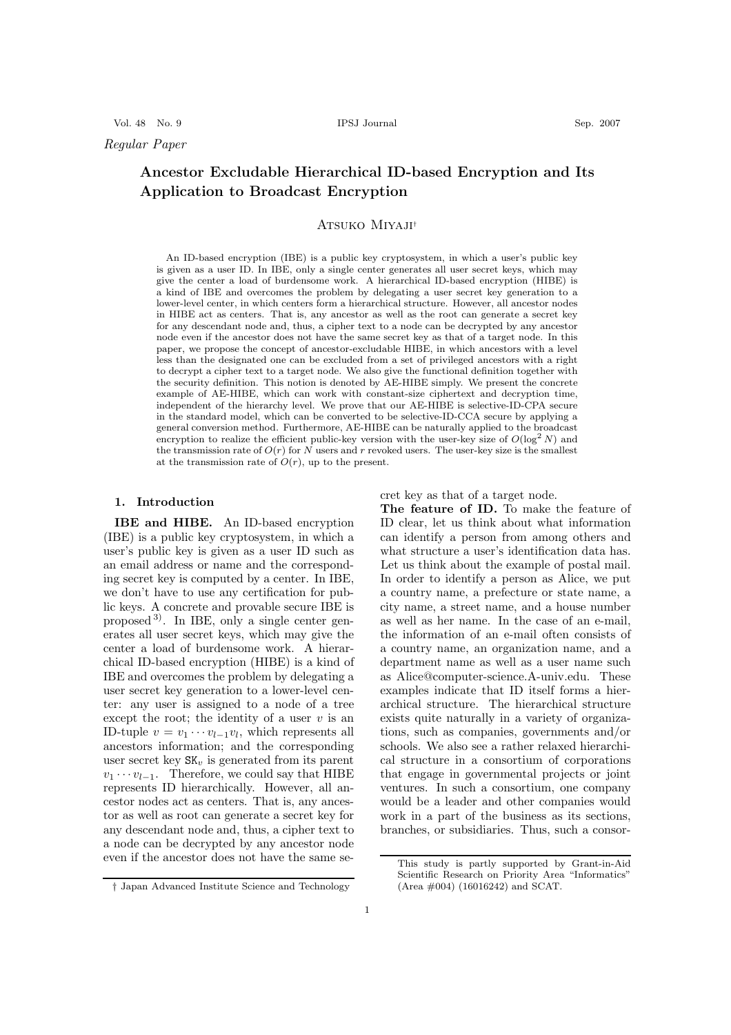Regular Paper

# Ancestor Excludable Hierarchical ID-based Encryption and Its Application to Broadcast Encryption

Atsuko Miyaji†

An ID-based encryption (IBE) is a public key cryptosystem, in which a user's public key is given as a user ID. In IBE, only a single center generates all user secret keys, which may give the center a load of burdensome work. A hierarchical ID-based encryption (HIBE) is a kind of IBE and overcomes the problem by delegating a user secret key generation to a lower-level center, in which centers form a hierarchical structure. However, all ancestor nodes in HIBE act as centers. That is, any ancestor as well as the root can generate a secret key for any descendant node and, thus, a cipher text to a node can be decrypted by any ancestor node even if the ancestor does not have the same secret key as that of a target node. In this paper, we propose the concept of ancestor-excludable HIBE, in which ancestors with a level less than the designated one can be excluded from a set of privileged ancestors with a right to decrypt a cipher text to a target node. We also give the functional definition together with the security definition. This notion is denoted by AE-HIBE simply. We present the concrete example of AE-HIBE, which can work with constant-size ciphertext and decryption time, independent of the hierarchy level. We prove that our AE-HIBE is selective-ID-CPA secure in the standard model, which can be converted to be selective-ID-CCA secure by applying a general conversion method. Furthermore, AE-HIBE can be naturally applied to the broadcast encryption to realize the efficient public-key version with the user-key size of $O(\log^2 N)$ and the transmission rate of $O(r)$ for $N$ users and $r$ revoked users. The user-key size is the smallest at the transmission rate of $O(r)$, up to the present.

## 1. Introduction

**IBE and HIBE.** An ID-based encryption (IBE) is a public key cryptosystem, in which a user's public key is given as a user ID such as an email address or name and the corresponding secret key is computed by a center. In IBE, we don't have to use any certification for public keys. A concrete and provable secure IBE is proposed [3]. In IBE, only a single center generates all user secret keys, which may give the center a load of burdensome work. A hierarchical ID-based encryption (HIBE) is a kind of IBE and overcomes the problem by delegating a user secret key generation to a lower-level center: any user is assigned to a node of a tree except the root; the identity of a user $v$ is an ID-tuple $v = v_1 \cdots v_{l-1} v_l$, which represents all ancestors information; and the corresponding user secret key $\mathtt{SK}_v$ is generated from its parent $v_1 \cdots v_{l-1}$. Therefore, we could say that HIBE represents ID hierarchically. However, all ancestor nodes act as centers. That is, any ancestor as well as root can generate a secret key for any descendant node and, thus, a cipher text to a node can be decrypted by any ancestor node even if the ancestor does not have the same secret key as that of a target node.

**The feature of ID.** To make the feature of ID clear, let us think about what information can identify a person from among others and what structure a user's identification data has. Let us think about the example of postal mail. In order to identify a person as Alice, we put a country name, a prefecture or state name, a city name, a street name, and a house number as well as her name. In the case of an e-mail, the information of an e-mail often consists of a country name, an organization name, and a department name as well as a user name such as Alice@computer-science.A-univ.edu. These examples indicate that ID itself forms a hierarchical structure. The hierarchical structure exists quite naturally in a variety of organizations, such as companies, governments and/or schools. We also see a rather relaxed hierarchical structure in a consortium of corporations that engage in governmental projects or joint ventures. In such a consortium, one company would be a leader and other companies would work in a part of the business as its sections, branches, or subsidiaries. Thus, such a consor-

† Japan Advanced Institute Science and Technology

This study is partly supported by Grant-in-Aid Scientific Research on Priority Area "Informatics" (Area #004) (16016242) and SCAT.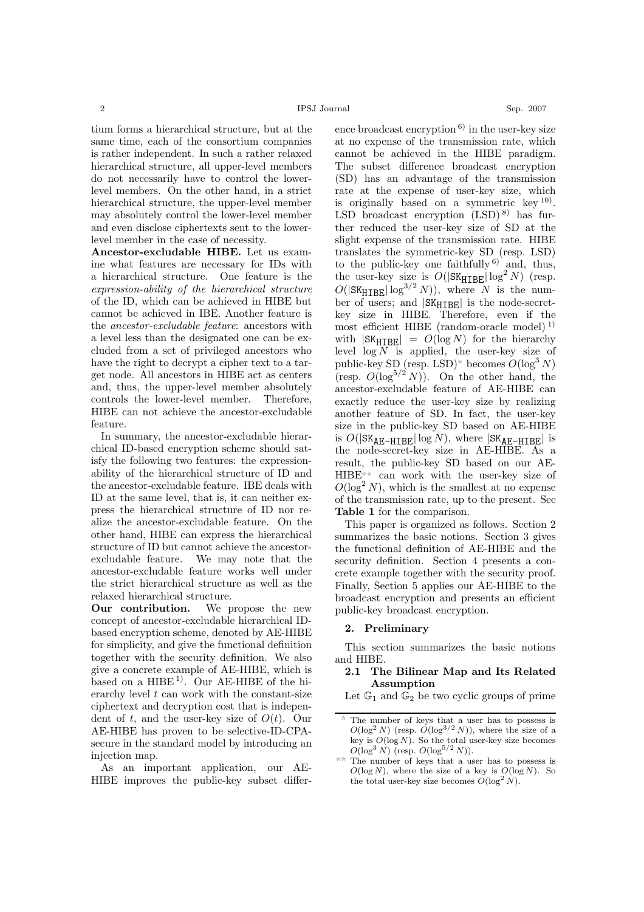tium forms a hierarchical structure, but at the same time, each of the consortium companies is rather independent. In such a rather relaxed hierarchical structure, all upper-level members do not necessarily have to control the lower-level members. On the other hand, in a strict hierarchical structure, the upper-level member may absolutely control the lower-level member and even disclose ciphertexts sent to the lower-level member in the case of necessity.

**Ancestor-excludable HIBE.** Let us examine what features are necessary for IDs with a hierarchical structure. One feature is the *expression-ability of the hierarchical structure* of the ID, which can be achieved in HIBE but cannot be achieved in IBE. Another feature is the *ancestor-excludable feature*: ancestors with a level less than the designated one can be excluded from a set of privileged ancestors who have the right to decrypt a cipher text to a target node. All ancestors in HIBE act as centers and, thus, the upper-level member absolutely controls the lower-level member. Therefore, HIBE can not achieve the ancestor-excludable feature.

In summary, the ancestor-excludable hierarchical ID-based encryption scheme should satisfy the following two features: the expression-ability of the hierarchical structure of ID and the ancestor-excludable feature. IBE deals with ID at the same level, that is, it can neither express the hierarchical structure of ID nor realize the ancestor-excludable feature. On the other hand, HIBE can express the hierarchical structure of ID but cannot achieve the ancestor-excludable feature. We may note that the ancestor-excludable feature works well under the strict hierarchical structure as well as the relaxed hierarchical structure.

**Our contribution.** We propose the new concept of ancestor-excludable hierarchical ID-based encryption scheme, denoted by AE-HIBE for simplicity, and give the functional definition together with the security definition. We also give a concrete example of AE-HIBE, which is based on a HIBE [1]. Our AE-HIBE of the hierarchy level $t$ can work with the constant-size ciphertext and decryption cost that is independent of $t$, and the user-key size of $O(t)$. Our AE-HIBE has proven to be selective-ID-CPA-secure in the standard model by introducing an injection map.

As an important application, our AE-HIBE improves the public-key subset difference broadcast encryption [6] in the user-key size at no expense of the transmission rate, which cannot be achieved in the HIBE paradigm. The subset difference broadcast encryption (SD) has an advantage of the transmission rate at the expense of user-key size, which is originally based on a symmetric key [10]. LSD broadcast encryption (LSD) [8] has further reduced the user-key size of SD at the slight expense of the transmission rate. HIBE translates the symmetric-key SD (resp. LSD) to the public-key one faithfully [6] and, thus, the user-key size is $O(|\mathtt{SK_{HIBE}}| \log^2 N)$ (resp. $O(|\mathtt{SK_{HIBE}}| \log^{3/2} N)$), where $N$ is the number of users; and $|\mathtt{SK_{HIBE}}|$ is the node-secret-key size in HIBE. Therefore, even if the most efficient HIBE (random-oracle model) [1] with $|\mathtt{SK_{HIBE}}| = O(\log N)$ for the hierarchy level $\log N$ is applied, the user-key size of public-key SD (resp. LSD)* becomes $O(\log^3 N)$ (resp. $O(\log^{5/2} N)$). On the other hand, the ancestor-excludable feature of AE-HIBE can exactly reduce the user-key size by realizing another feature of SD. In fact, the user-key size in the public-key SD based on AE-HIBE is $O(|\mathtt{SK_{AE\text{-}HIBE}}| \log N)$, where $|\mathtt{SK_{AE\text{-}HIBE}}|$ is the node-secret-key size in AE-HIBE. As a result, the public-key SD based on our AE-HIBE** can work with the user-key size of $O(\log^2 N)$, which is the smallest at no expense of the transmission rate, up to the present. See **Table 1** for the comparison.

This paper is organized as follows. Section 2 summarizes the basic notions. Section 3 gives the functional definition of AE-HIBE and the security definition. Section 4 presents a concrete example together with the security proof. Finally, Section 5 applies our AE-HIBE to the broadcast encryption and presents an efficient public-key broadcast encryption.

## 2. Preliminary

This section summarizes the basic notions and HIBE.

### 2.1 The Bilinear Map and Its Related Assumption

Let $\mathbb{G}_1$ and $\mathbb{G}_2$ be two cyclic groups of prime

---

* The number of keys that a user has to possess is $O(\log^2 N)$ (resp. $O(\log^{3/2} N)$), where the size of a key is $O(\log N)$. So the total user-key size becomes $O(\log^3 N)$ (resp. $O(\log^{5/2} N)$).

** The number of keys that a user has to possess is $O(\log N)$, where the size of a key is $O(\log N)$. So the total user-key size becomes $O(\log^2 N)$.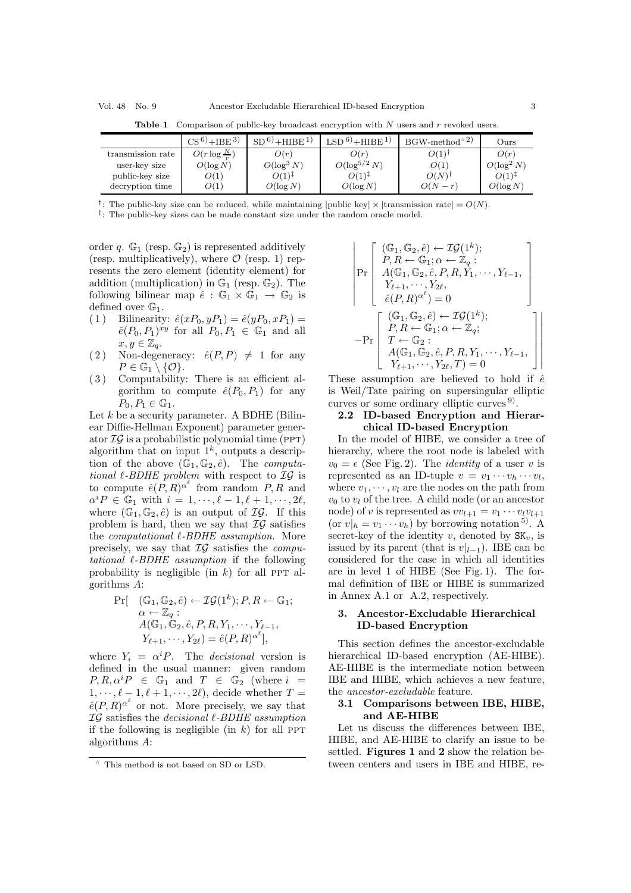**Table 1** Comparison of public-key broadcast encryption with $N$ users and $r$ revoked users.

| | CS [6]+IBE [3] | SD [6]+HIBE [1] | LSD [6]+HIBE [1] | BGW-method☆ [2] | Ours |
|---|---|---|---|---|---|
| transmission rate | $O(r \log \frac{N}{r})$ | $O(r)$ | $O(r)$ | $O(1)^\dagger$ | $O(r)$ |
| user-key size | $O(\log N)$ | $O(\log^3 N)$ | $O(\log^{5/2} N)$ | $O(1)$ | $O(\log^2 N)$ |
| public-key size | $O(1)$ | $O(1)^\ddagger$ | $O(1)^\ddagger$ | $O(N)^\dagger$ | $O(1)^\ddagger$ |
| decryption time | $O(1)$ | $O(\log N)$ | $O(\log N)$ | $O(N-r)$ | $O(\log N)$ |

$\dagger$: The public-key size can be reduced, while maintaining |public key| × |transmission rate| = $O(N)$.
$\ddagger$: The public-key sizes can be made constant size under the random oracle model.

order $q$. $\mathbb{G}_1$ (resp. $\mathbb{G}_2$) is represented additively (resp. multiplicatively), where $\mathcal{O}$ (resp. 1) represents the zero element (identity element) for addition (multiplication) in $\mathbb{G}_1$ (resp. $\mathbb{G}_2$). The following bilinear map $\hat{e} : \mathbb{G}_1 \times \mathbb{G}_1 \to \mathbb{G}_2$ is defined over $\mathbb{G}_1$.

(1) Bilinearity: $\hat{e}(xP_0, yP_1) = \hat{e}(yP_0, xP_1) = \hat{e}(P_0, P_1)^{xy}$ for all $P_0, P_1 \in \mathbb{G}_1$ and all $x, y \in \mathbb{Z}_q$.

(2) Non-degeneracy: $\hat{e}(P, P) \neq 1$ for any $P \in \mathbb{G}_1 \setminus \{\mathcal{O}\}$.

(3) Computability: There is an efficient algorithm to compute $\hat{e}(P_0, P_1)$ for any $P_0, P_1 \in \mathbb{G}_1$.

Let $k$ be a security parameter. A BDHE (Bilinear Diffie-Hellman Exponent) parameter generator $\mathcal{IG}$ is a probabilistic polynomial time (PPT) algorithm that on input $1^k$, outputs a description of the above $(\mathbb{G}_1, \mathbb{G}_2, \hat{e})$. The *computational $\ell$-BDHE problem* with respect to $\mathcal{IG}$ is to compute $\hat{e}(P, R)^{\alpha^\ell}$ from random $P, R$ and $\alpha^i P \in \mathbb{G}_1$ with $i = 1, \cdots, \ell-1, \ell+1, \cdots, 2\ell$, where $(\mathbb{G}_1, \mathbb{G}_2, \hat{e})$ is an output of $\mathcal{IG}$. If this problem is hard, then we say that $\mathcal{IG}$ satisfies the *computational $\ell$-BDHE assumption*. More precisely, we say that $\mathcal{IG}$ satisfies the *computational $\ell$-BDHE assumption* if the following probability is negligible (in $k$) for all PPT algorithms $A$:

$$\Pr[\ (\mathbb{G}_1, \mathbb{G}_2, \hat{e}) \leftarrow \mathcal{IG}(1^k); P, R \leftarrow \mathbb{G}_1; \alpha \leftarrow \mathbb{Z}_q : A(\mathbb{G}_1, \mathbb{G}_2, \hat{e}, P, R, Y_1, \cdots, Y_{\ell-1}, Y_{\ell+1}, \cdots, Y_{2\ell}) = \hat{e}(P, R)^{\alpha^\ell}],$$

where $Y_i = \alpha^i P$. The *decisional* version is defined in the usual manner: given random $P, R, \alpha^i P \in \mathbb{G}_1$ and $T \in \mathbb{G}_2$ (where $i = 1, \cdots, \ell-1, \ell+1, \cdots, 2\ell$), decide whether $T = \hat{e}(P, R)^{\alpha^\ell}$ or not. More precisely, we say that $\mathcal{IG}$ satisfies the *decisional $\ell$-BDHE assumption* if the following is negligible (in $k$) for all PPT algorithms $A$:

$$\left| \Pr\left[ \begin{array}{l} (\mathbb{G}_1, \mathbb{G}_2, \hat{e}) \leftarrow \mathcal{IG}(1^k); \\ P, R \leftarrow \mathbb{G}_1; \alpha \leftarrow \mathbb{Z}_q : \\ A(\mathbb{G}_1, \mathbb{G}_2, \hat{e}, P, R, Y_1, \cdots, Y_{\ell-1}, \\ Y_{\ell+1}, \cdots, Y_{2\ell}, \\ \hat{e}(P, R)^{\alpha^\ell}) = 0 \end{array} \right] - \Pr\left[ \begin{array}{l} (\mathbb{G}_1, \mathbb{G}_2, \hat{e}) \leftarrow \mathcal{IG}(1^k); \\ P, R \leftarrow \mathbb{G}_1; \alpha \leftarrow \mathbb{Z}_q; \\ T \leftarrow \mathbb{G}_2 : \\ A(\mathbb{G}_1, \mathbb{G}_2, \hat{e}, P, R, Y_1, \cdots, Y_{\ell-1}, \\ Y_{\ell+1}, \cdots, Y_{2\ell}, T) = 0 \end{array} \right] \right|$$

These assumption are believed to hold if $\hat{e}$ is Weil/Tate pairing on supersingular elliptic curves or some ordinary elliptic curves [9].

### 2.2 ID-based Encryption and Hierarchical ID-based Encryption

In the model of HIBE, we consider a tree of hierarchy, where the root node is labeled with $v_0 = \epsilon$ (See Fig. 2). The *identity* of a user $v$ is represented as an ID-tuple $v = v_1 \cdots v_h \cdots v_l$, where $v_1, \cdots, v_l$ are the nodes on the path from $v_0$ to $v_l$ of the tree. A child node (or an ancestor node) of $v$ is represented as $vv_{l+1} = v_1 \cdots v_l v_{l+1}$ (or $v|_h = v_1 \cdots v_h$) by borrowing notation [5]. A secret-key of the identity $v$, denoted by $\mathtt{SK}_v$, is issued by its parent (that is $v|_{l-1}$). IBE can be considered for the case in which all identities are in level 1 of HIBE (See Fig. 1). The formal definition of IBE or HIBE is summarized in Annex A.1 or A.2, respectively.

## 3. Ancestor-Excludable Hierarchical ID-based Encryption

This section defines the ancestor-excludable hierarchical ID-based encryption (AE-HIBE). AE-HIBE is the intermediate notion between IBE and HIBE, which achieves a new feature, the *ancestor-excludable* feature.

### 3.1 Comparisons between IBE, HIBE, and AE-HIBE

Let us discuss the differences between IBE, HIBE, and AE-HIBE to clarify an issue to be settled. **Figures 1** and **2** show the relation between centers and users in IBE and HIBE, re-

☆ This method is not based on SD or LSD.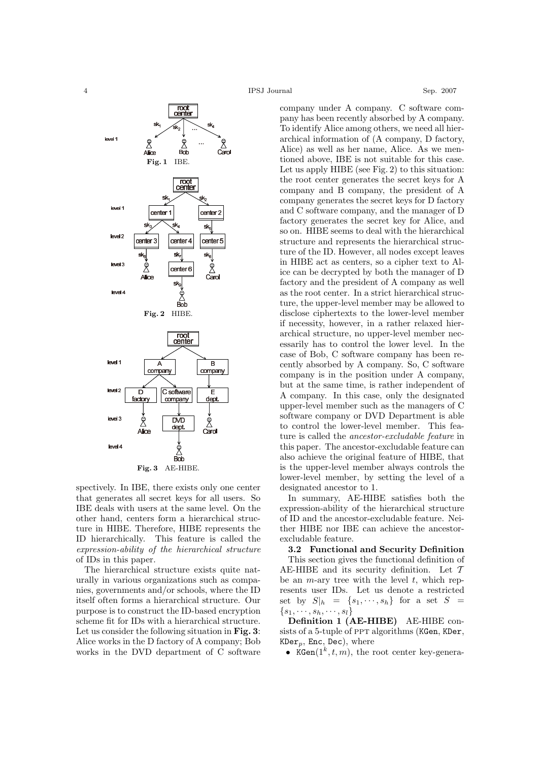Fig. 1 IBE.

Fig. 2 HIBE.

Fig. 3 AE-HIBE.

spectively. In IBE, there exists only one center that generates all secret keys for all users. So IBE deals with users at the same level. On the other hand, centers form a hierarchical structure in HIBE. Therefore, HIBE represents the ID hierarchically. This feature is called the *expression-ability of the hierarchical structure* of IDs in this paper.

The hierarchical structure exists quite naturally in various organizations such as companies, governments and/or schools, where the ID itself often forms a hierarchical structure. Our purpose is to construct the ID-based encryption scheme fit for IDs with a hierarchical structure. Let us consider the following situation in **Fig. 3**: Alice works in the D factory of A company; Bob works in the DVD department of C software company under A company. C software company has been recently absorbed by A company. To identify Alice among others, we need all hierarchical information of (A company, D factory, Alice) as well as her name, Alice. As we mentioned above, IBE is not suitable for this case. Let us apply HIBE (see Fig. 2) to this situation: the root center generates the secret keys for A company and B company, the president of A company generates the secret keys for D factory and C software company, and the manager of D factory generates the secret key for Alice, and so on. HIBE seems to deal with the hierarchical structure and represents the hierarchical structure of the ID. However, all nodes except leaves in HIBE act as centers, so a cipher text to Alice can be decrypted by both the manager of D factory and the president of A company as well as the root center. In a strict hierarchical structure, the upper-level member may be allowed to disclose ciphertexts to the lower-level member if necessity, however, in a rather relaxed hierarchical structure, no upper-level member necessarily has to control the lower level. In the case of Bob, C software company has been recently absorbed by A company. So, C software company is in the position under A company, but at the same time, is rather independent of A company. In this case, only the designated upper-level member such as the managers of C software company or DVD Department is able to control the lower-level member. This feature is called the *ancestor-excludable feature* in this paper. The ancestor-excludable feature can also achieve the original feature of HIBE, that is the upper-level member always controls the lower-level member, by setting the level of a designated ancestor to 1.

In summary, AE-HIBE satisfies both the expression-ability of the hierarchical structure of ID and the ancestor-excludable feature. Neither HIBE nor IBE can achieve the ancestor-excludable feature.

### 3.2 Functional and Security Definition

This section gives the functional definition of AE-HIBE and its security definition. Let $\mathcal{T}$ be an $m$-ary tree with the level $t$, which represents user IDs. Let us denote a restricted set by $S|_h = \{s_1, \cdots, s_h\}$ for a set $S = \{s_1, \cdots, s_h, \cdots, s_l\}$

**Definition 1 (AE-HIBE)** AE-HIBE consists of a 5-tuple of PPT algorithms (KGen, KDer, $\mathtt{KDer}_p$, Enc, Dec), where

- $\mathtt{KGen}(1^k, t, m)$, the root center key-genera-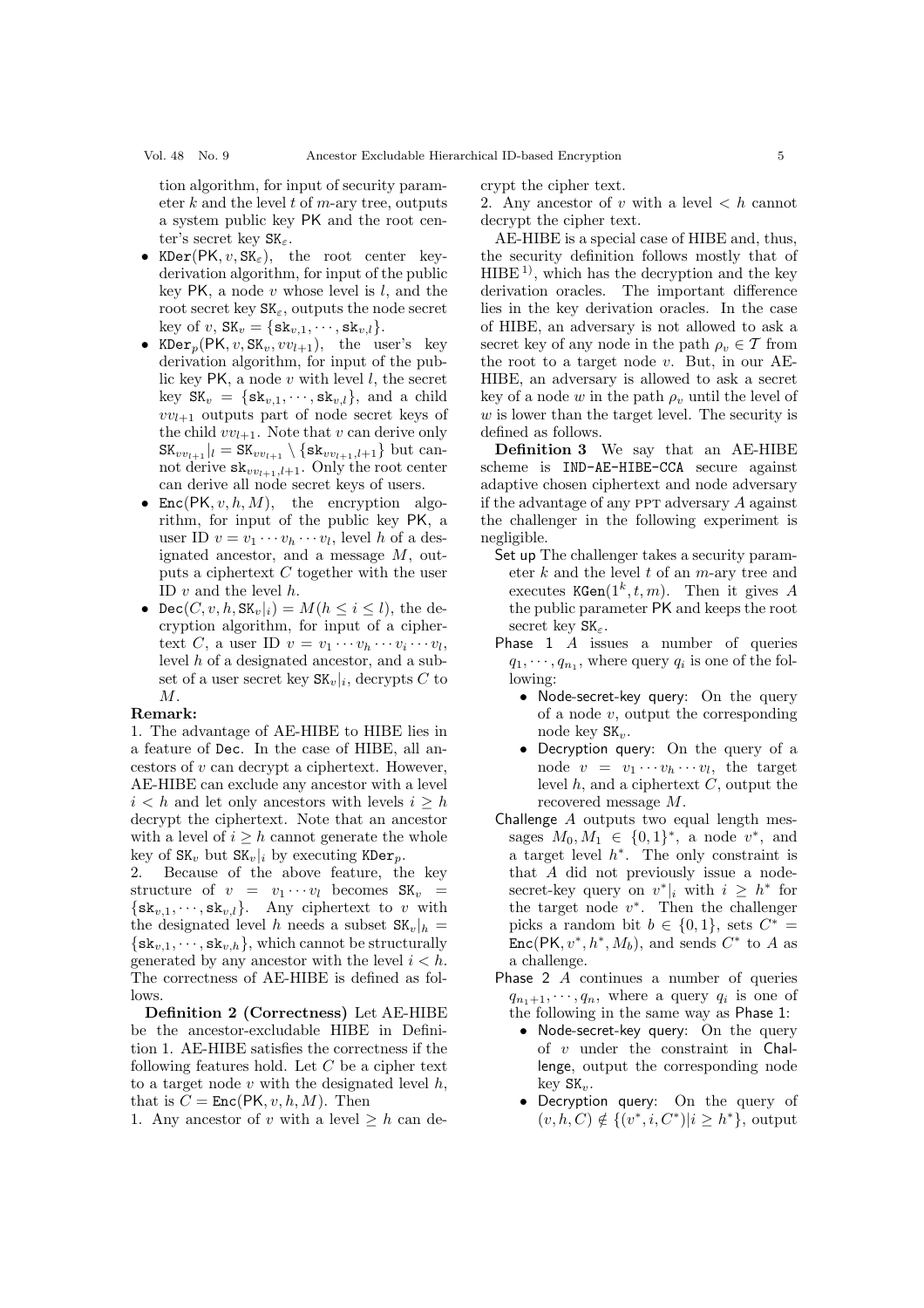tion algorithm, for input of security parameter $k$ and the level $t$ of $m$-ary tree, outputs a system public key $\mathsf{PK}$ and the root center's secret key $\mathtt{SK}_\varepsilon$.

- $\mathtt{KDer}(\mathsf{PK}, v, \mathtt{SK}_\varepsilon)$, the root center key-derivation algorithm, for input of the public key $\mathsf{PK}$, a node $v$ whose level is $l$, and the root secret key $\mathtt{SK}_\varepsilon$, outputs the node secret key of $v$, $\mathtt{SK}_v = \{\mathtt{sk}_{v,1}, \cdots, \mathtt{sk}_{v,l}\}$.
- $\mathtt{KDer}_p(\mathsf{PK}, v, \mathtt{SK}_v, vv_{l+1})$, the user's key derivation algorithm, for input of the public key $\mathsf{PK}$, a node $v$ with level $l$, the secret key $\mathtt{SK}_v = \{\mathtt{sk}_{v,1}, \cdots, \mathtt{sk}_{v,l}\}$, and a child $vv_{l+1}$ outputs part of node secret keys of the child $vv_{l+1}$. Note that $v$ can derive only $\mathtt{SK}_{vv_{l+1}}|_l = \mathtt{SK}_{vv_{l+1}} \setminus \{\mathtt{sk}_{vv_{l+1},l+1}\}$ but cannot derive $\mathtt{sk}_{vv_{l+1},l+1}$. Only the root center can derive all node secret keys of users.
- $\mathtt{Enc}(\mathsf{PK}, v, h, M)$, the encryption algorithm, for input of the public key $\mathsf{PK}$, a user ID $v = v_1 \cdots v_h \cdots v_l$, level $h$ of a designated ancestor, and a message $M$, outputs a ciphertext $C$ together with the user ID $v$ and the level $h$.
- $\mathtt{Dec}(C, v, h, \mathtt{SK}_v|_i) = M (h \le i \le l)$, the decryption algorithm, for input of a ciphertext $C$, a user ID $v = v_1 \cdots v_h \cdots v_i \cdots v_l$, level $h$ of a designated ancestor, and a subset of a user secret key $\mathtt{SK}_v|_i$, decrypts $C$ to $M$.

**Remark:**

1. The advantage of AE-HIBE to HIBE lies in a feature of $\mathtt{Dec}$. In the case of HIBE, all ancestors of $v$ can decrypt a ciphertext. However, AE-HIBE can exclude any ancestor with a level $i < h$ and let only ancestors with levels $i \ge h$ decrypt the ciphertext. Note that an ancestor with a level of $i \ge h$ cannot generate the whole key of $\mathtt{SK}_v$ but $\mathtt{SK}_v|_i$ by executing $\mathtt{KDer}_p$.
2. Because of the above feature, the key structure of $v = v_1 \cdots v_l$ becomes $\mathtt{SK}_v = \{\mathtt{sk}_{v,1}, \cdots, \mathtt{sk}_{v,l}\}$. Any ciphertext to $v$ with the designated level $h$ needs a subset $\mathtt{SK}_v|_h = \{\mathtt{sk}_{v,1}, \cdots, \mathtt{sk}_{v,h}\}$, which cannot be structurally generated by any ancestor with the level $i < h$.

The correctness of AE-HIBE is defined as follows.

**Definition 2 (Correctness)** Let AE-HIBE be the ancestor-excludable HIBE in Definition 1. AE-HIBE satisfies the correctness if the following features hold. Let $C$ be a cipher text to a target node $v$ with the designated level $h$, that is $C = \mathtt{Enc}(\mathsf{PK}, v, h, M)$. Then

1. Any ancestor of $v$ with a level $\ge h$ can decrypt the cipher text.
2. Any ancestor of $v$ with a level $< h$ cannot decrypt the cipher text.

AE-HIBE is a special case of HIBE and, thus, the security definition follows mostly that of HIBE [1], which has the decryption and the key derivation oracles. The important difference lies in the key derivation oracles. In the case of HIBE, an adversary is not allowed to ask a secret key of any node in the path $\rho_v \in \mathcal{T}$ from the root to a target node $v$. But, in our AE-HIBE, an adversary is allowed to ask a secret key of a node $w$ in the path $\rho_v$ until the level of $w$ is lower than the target level. The security is defined as follows.

**Definition 3** We say that an AE-HIBE scheme is $\mathtt{IND\text{-}AE\text{-}HIBE\text{-}CCA}$ secure against adaptive chosen ciphertext and node adversary if the advantage of any PPT adversary $A$ against the challenger in the following experiment is negligible.

Set up The challenger takes a security parameter $k$ and the level $t$ of an $m$-ary tree and executes $\mathtt{KGen}(1^k, t, m)$. Then it gives $A$ the public parameter $\mathsf{PK}$ and keeps the root secret key $\mathtt{SK}_\varepsilon$.

Phase 1 $A$ issues a number of queries $q_1, \cdots, q_{n_1}$, where query $q_i$ is one of the following:

- Node-secret-key query: On the query of a node $v$, output the corresponding node key $\mathtt{SK}_v$.
- Decryption query: On the query of a node $v = v_1 \cdots v_h \cdots v_l$, the target level $h$, and a ciphertext $C$, output the recovered message $M$.

Challenge $A$ outputs two equal length messages $M_0, M_1 \in \{0,1\}^*$, a node $v^*$, and a target level $h^*$. The only constraint is that $A$ did not previously issue a node-secret-key query on $v^*|_i$ with $i \ge h^*$ for the target node $v^*$. Then the challenger picks a random bit $b \in \{0,1\}$, sets $C^* = \mathtt{Enc}(\mathsf{PK}, v^*, h^*, M_b)$, and sends $C^*$ to $A$ as a challenge.

Phase 2 $A$ continues a number of queries $q_{n_1+1}, \cdots, q_n$, where a query $q_i$ is one of the following in the same way as Phase 1:

- Node-secret-key query: On the query of $v$ under the constraint in Challenge, output the corresponding node key $\mathtt{SK}_v$.
- Decryption query: On the query of $(v, h, C) \notin \{(v^*, i, C^*) | i \ge h^*\}$, output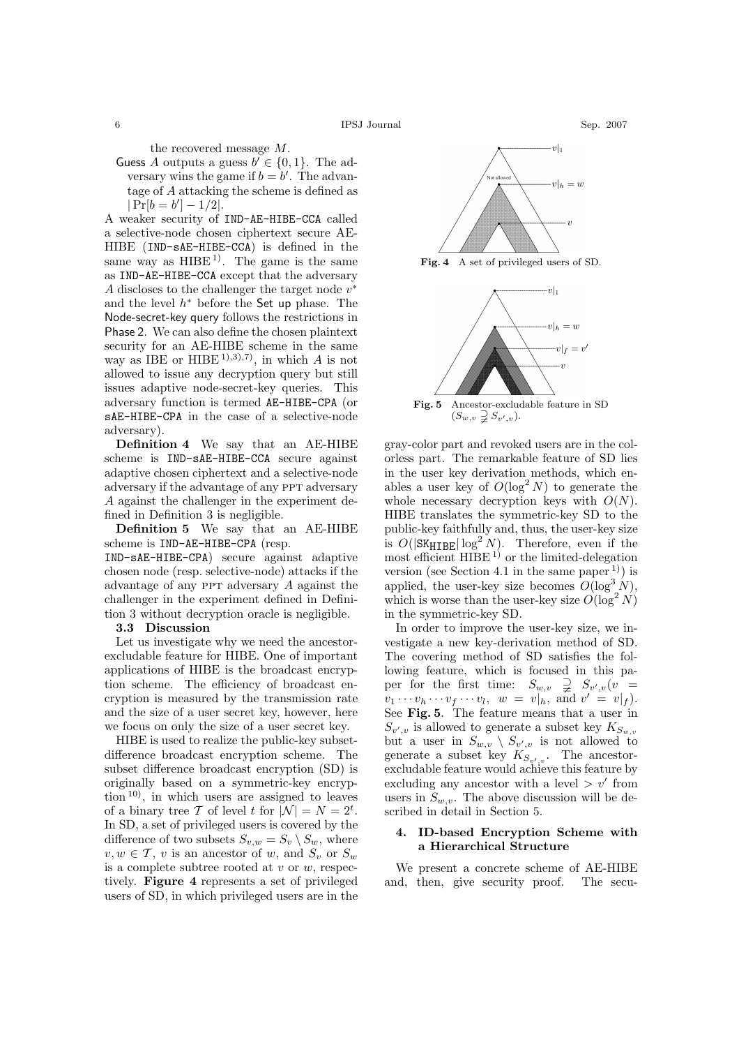the recovered message $M$.

**Guess** $A$ outputs a guess $b' \in \{0,1\}$. The adversary wins the game if $b = b'$. The advantage of $A$ attacking the scheme is defined as $|\Pr[b = b'] - 1/2|$.

A weaker security of `IND-AE-HIBE-CCA` called a selective-node chosen ciphertext secure AE-HIBE (`IND-sAE-HIBE-CCA`) is defined in the same way as HIBE [1]. The game is the same as `IND-AE-HIBE-CCA` except that the adversary $A$ discloses to the challenger the target node $v^*$ and the level $h^*$ before the Set up phase. The Node-secret-key query follows the restrictions in Phase 2. We can also define the chosen plaintext security for an AE-HIBE scheme in the same way as IBE or HIBE [1),3),7)], in which $A$ is not allowed to issue any decryption query but still issues adaptive node-secret-key queries. This adversary function is termed `AE-HIBE-CPA` (or `sAE-HIBE-CPA` in the case of a selective-node adversary).

**Definition 4** We say that an AE-HIBE scheme is `IND-sAE-HIBE-CCA` secure against adaptive chosen ciphertext and a selective-node adversary if the advantage of any PPT adversary $A$ against the challenger in the experiment defined in Definition 3 is negligible.

**Definition 5** We say that an AE-HIBE scheme is `IND-AE-HIBE-CPA` (resp. `IND-sAE-HIBE-CPA`) secure against adaptive chosen node (resp. selective-node) attacks if the advantage of any PPT adversary $A$ against the challenger in the experiment defined in Definition 3 without decryption oracle is negligible.

### 3.3 Discussion

Let us investigate why we need the ancestor-excludable feature for HIBE. One of important applications of HIBE is the broadcast encryption scheme. The efficiency of broadcast encryption is measured by the transmission rate and the size of a user secret key, however, here we focus on only the size of a user secret key.

HIBE is used to realize the public-key subset-difference broadcast encryption scheme. The subset difference broadcast encryption (SD) is originally based on a symmetric-key encryption [10], in which users are assigned to leaves of a binary tree $\mathcal{T}$ of level $t$ for $|\mathcal{N}| = N = 2^t$. In SD, a set of privileged users is covered by the difference of two subsets $S_{v,w} = S_v \setminus S_w$, where $v, w \in \mathcal{T}$, $v$ is an ancestor of $w$, and $S_v$ or $S_w$ is a complete subtree rooted at $v$ or $w$, respectively. **Figure 4** represents a set of privileged users of SD, in which privileged users are in the gray-color part and revoked users are in the colorless part. The remarkable feature of SD lies in the user key derivation methods, which enables a user key of $O(\log^2 N)$ to generate the whole necessary decryption keys with $O(N)$. HIBE translates the symmetric-key SD to the public-key faithfully and, thus, the user-key size is $O(|\mathtt{SK_{HIBE}}| \log^2 N)$. Therefore, even if the most efficient HIBE [1] or the limited-delegation version (see Section 4.1 in the same paper [1]) is applied, the user-key size becomes $O(\log^3 N)$, which is worse than the user-key size $O(\log^2 N)$ in the symmetric-key SD.

$v|_1$

Not allowed

$v|_h = w$

$v$

**Fig. 4** A set of privileged users of SD.

$v|_1$

$v|_h = w$

$v|_f = v'$

$v$

**Fig. 5** Ancestor-excludable feature in SD ($S_{w,v} \supsetneqq S_{v',v}$).

In order to improve the user-key size, we investigate a new key-derivation method of SD. The covering method of SD satisfies the following feature, which is focused in this paper for the first time: $S_{w,v} \supsetneqq S_{v',v} (v = v_1 \cdots v_h \cdots v_f \cdots v_l,\ w = v|_h$, and $v' = v|_f)$. See **Fig. 5**. The feature means that a user in $S_{v',v}$ is allowed to generate a subset key $K_{S_{w,v}}$ but a user in $S_{w,v} \setminus S_{v',v}$ is not allowed to generate a subset key $K_{S_{v',v}}$. The ancestor-excludable feature would achieve this feature by excluding any ancestor with a level $> v'$ from users in $S_{w,v}$. The above discussion will be described in detail in Section 5.

## 4. ID-based Encryption Scheme with a Hierarchical Structure

We present a concrete scheme of AE-HIBE and, then, give security proof. The secu-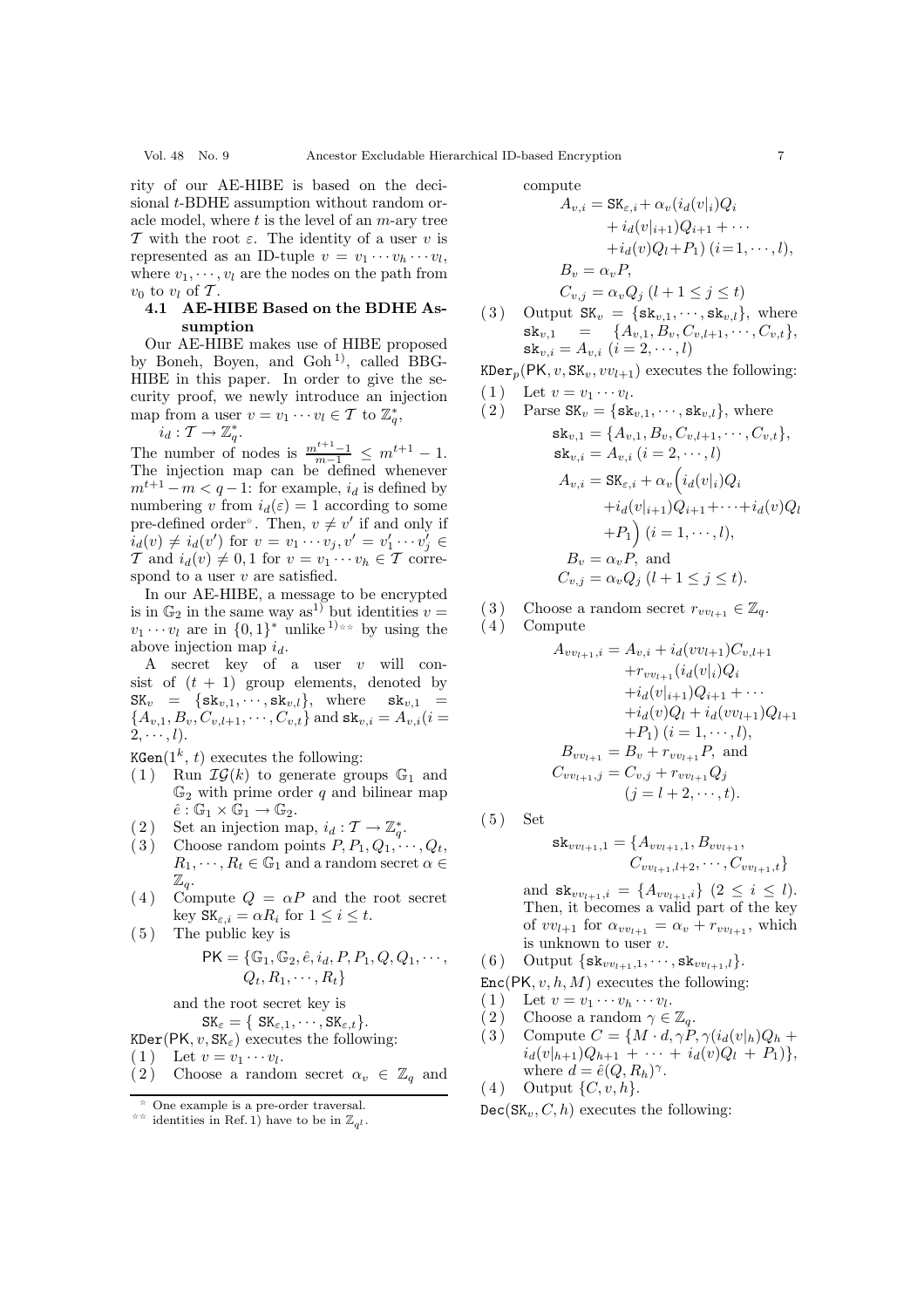rity of our AE-HIBE is based on the decisional $t$-BDHE assumption without random oracle model, where $t$ is the level of an $m$-ary tree $\mathcal{T}$ with the root $\varepsilon$. The identity of a user $v$ is represented as an ID-tuple $v = v_1 \cdots v_h \cdots v_l$, where $v_1, \cdots, v_l$ are the nodes on the path from $v_0$ to $v_l$ of $\mathcal{T}$.

### 4.1 AE-HIBE Based on the BDHE Assumption

Our AE-HIBE makes use of HIBE proposed by Boneh, Boyen, and Goh [1]), called BBG-HIBE in this paper. In order to give the security proof, we newly introduce an injection map from a user $v = v_1 \cdots v_l \in \mathcal{T}$ to $\mathbb{Z}_q^*$,

$$i_d : \mathcal{T} \to \mathbb{Z}_q^*.$$

The number of nodes is $\frac{m^{t+1}-1}{m-1} \leq m^{t+1} - 1$. The injection map can be defined whenever $m^{t+1} - m < q - 1$: for example, $i_d$ is defined by numbering $v$ from $i_d(\varepsilon) = 1$ according to some pre-defined order[☆]. Then, $v \neq v'$ if and only if $i_d(v) \neq i_d(v')$ for $v = v_1 \cdots v_j, v' = v'_1 \cdots v'_j \in \mathcal{T}$ and $i_d(v) \neq 0, 1$ for $v = v_1 \cdots v_h \in \mathcal{T}$ correspond to a user $v$ are satisfied.

In our AE-HIBE, a message to be encrypted is in $\mathbb{G}_2$ in the same way as[1]) but identities $v = v_1 \cdots v_l$ are in $\{0,1\}^*$ unlike [1])[☆☆] by using the above injection map $i_d$.

A secret key of a user $v$ will consist of $(t+1)$ group elements, denoted by $\mathtt{SK}_v = \{\mathtt{sk}_{v,1}, \cdots, \mathtt{sk}_{v,l}\}$, where $\mathtt{sk}_{v,1} = \{A_{v,1}, B_v, C_{v,l+1}, \cdots, C_{v,t}\}$ and $\mathtt{sk}_{v,i} = A_{v,i} (i = 2, \cdots, l)$.

$\mathtt{KGen}(1^k, t)$ executes the following:

(1) Run $\mathcal{IG}(k)$ to generate groups $\mathbb{G}_1$ and $\mathbb{G}_2$ with prime order $q$ and bilinear map $\hat{e} : \mathbb{G}_1 \times \mathbb{G}_1 \to \mathbb{G}_2$.

(2) Set an injection map, $i_d : \mathcal{T} \to \mathbb{Z}_q^*$.

(3) Choose random points $P, P_1, Q_1, \cdots, Q_t, R_1, \cdots, R_t \in \mathbb{G}_1$ and a random secret $\alpha \in \mathbb{Z}_q$.

(4) Compute $Q = \alpha P$ and the root secret key $\mathtt{SK}_{\varepsilon,i} = \alpha R_i$ for $1 \leq i \leq t$.

(5) The public key is

$$\mathsf{PK} = \{\mathbb{G}_1, \mathbb{G}_2, \hat{e}, i_d, P, P_1, Q, Q_1, \cdots, Q_t, R_1, \cdots, R_t\}$$

and the root secret key is

$$\mathtt{SK}_\varepsilon = \{\ \mathtt{SK}_{\varepsilon,1}, \cdots, \mathtt{SK}_{\varepsilon,t}\}.$$

$\mathtt{KDer}(\mathsf{PK}, v, \mathtt{SK}_\varepsilon)$ executes the following:

(1) Let $v = v_1 \cdots v_l$.

(2) Choose a random secret $\alpha_v \in \mathbb{Z}_q$ and compute

$$A_{v,i} = \mathtt{SK}_{\varepsilon,i} + \alpha_v (i_d(v|_i) Q_i + i_d(v|_{i+1}) Q_{i+1} + \cdots + i_d(v) Q_l + P_1)\ (i = 1, \cdots, l),$$
$$B_v = \alpha_v P,$$
$$C_{v,j} = \alpha_v Q_j\ (l+1 \leq j \leq t)$$

(3) Output $\mathtt{SK}_v = \{\mathtt{sk}_{v,1}, \cdots, \mathtt{sk}_{v,l}\}$, where $\mathtt{sk}_{v,1} = \{A_{v,1}, B_v, C_{v,l+1}, \cdots, C_{v,t}\}$, $\mathtt{sk}_{v,i} = A_{v,i}\ (i = 2, \cdots, l)$

$\mathtt{KDer}_p(\mathsf{PK}, v, \mathtt{SK}_v, vv_{l+1})$ executes the following:

(1) Let $v = v_1 \cdots v_l$.

(2) Parse $\mathtt{SK}_v = \{\mathtt{sk}_{v,1}, \cdots, \mathtt{sk}_{v,l}\}$, where

$$\mathtt{sk}_{v,1} = \{A_{v,1}, B_v, C_{v,l+1}, \cdots, C_{v,t}\},$$
$$\mathtt{sk}_{v,i} = A_{v,i}\ (i = 2, \cdots, l)$$
$$A_{v,i} = \mathtt{SK}_{\varepsilon,i} + \alpha_v \Big( i_d(v|_i) Q_i + i_d(v|_{i+1}) Q_{i+1} + \cdots + i_d(v) Q_l + P_1 \Big)\ (i = 1, \cdots, l),$$
$$B_v = \alpha_v P, \text{ and}$$
$$C_{v,j} = \alpha_v Q_j\ (l+1 \leq j \leq t).$$

(3) Choose a random secret $r_{vv_{l+1}} \in \mathbb{Z}_q$.

(4) Compute

$$A_{vv_{l+1},i} = A_{v,i} + i_d(vv_{l+1}) C_{v,l+1} + r_{vv_{l+1}} (i_d(v|_i) Q_i + i_d(v|_{i+1}) Q_{i+1} + \cdots + i_d(v) Q_l + i_d(vv_{l+1}) Q_{l+1} + P_1)\ (i = 1, \cdots, l),$$
$$B_{vv_{l+1}} = B_v + r_{vv_{l+1}} P, \text{ and}$$
$$C_{vv_{l+1},j} = C_{v,j} + r_{vv_{l+1}} Q_j\ (j = l+2, \cdots, t).$$

(5) Set

$$\mathtt{sk}_{vv_{l+1},1} = \{A_{vv_{l+1},1}, B_{vv_{l+1}}, C_{vv_{l+1},l+2}, \cdots, C_{vv_{l+1},t}\}$$

and $\mathtt{sk}_{vv_{l+1},i} = \{A_{vv_{l+1},i}\}\ (2 \leq i \leq l)$. Then, it becomes a valid part of the key of $vv_{l+1}$ for $\alpha_{vv_{l+1}} = \alpha_v + r_{vv_{l+1}}$, which is unknown to user $v$.

(6) Output $\{\mathtt{sk}_{vv_{l+1},1}, \cdots, \mathtt{sk}_{vv_{l+1},l}\}$.

$\mathtt{Enc}(\mathsf{PK}, v, h, M)$ executes the following:

(1) Let $v = v_1 \cdots v_h \cdots v_l$.

(2) Choose a random $\gamma \in \mathbb{Z}_q$.

(3) Compute $C = \{M \cdot d, \gamma P, \gamma(i_d(v|_h) Q_h + i_d(v|_{h+1}) Q_{h+1} + \cdots + i_d(v) Q_l + P_1)\}$, where $d = \hat{e}(Q, R_h)^\gamma$.

(4) Output $\{C, v, h\}$.

$\mathtt{Dec}(\mathtt{SK}_v, C, h)$ executes the following:

---

[☆] One example is a pre-order traversal.

[☆☆] identities in Ref. 1) have to be in $\mathbb{Z}_{q^l}$.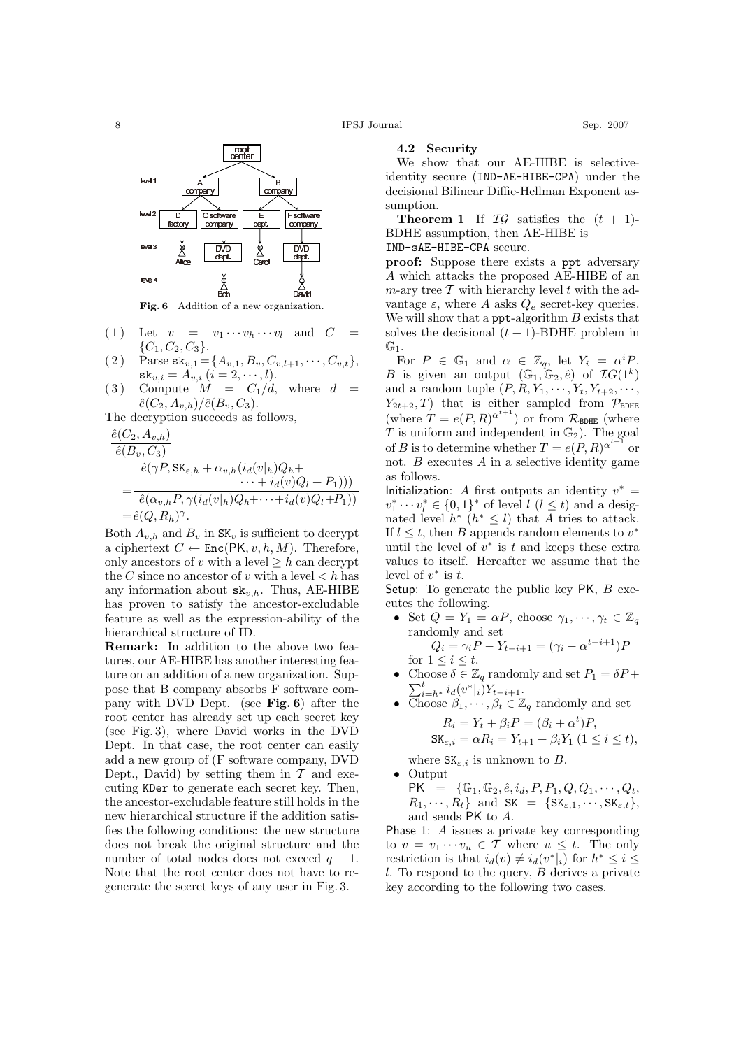root center

level 1

A company

B company

level 2

D factory

C software company

E dept.

F software company

level 3

Alice

DVD dept.

Carol

DVD dept.

level 4

Bob

David

**Fig. 6** Addition of a new organization.

(1) Let $v = v_1 \cdots v_h \cdots v_l$ and $C = \{C_1, C_2, C_3\}$.

(2) Parse $\mathtt{sk}_{v,1} = \{A_{v,1}, B_v, C_{v,l+1}, \cdots, C_{v,t}\}$, $\mathtt{sk}_{v,i} = A_{v,i}$ $(i = 2, \cdots, l)$.

(3) Compute $M = C_1/d$, where $d = \hat{e}(C_2, A_{v,h})/\hat{e}(B_v, C_3)$.

The decryption succeeds as follows,

$$
\begin{aligned}
&\frac{\hat{e}(C_2, A_{v,h})}{\hat{e}(B_v, C_3)} \\
&= \frac{\hat{e}(\gamma P, \mathtt{SK}_{\varepsilon,h} + \alpha_{v,h}(i_d(v|_h)Q_h + \cdots + i_d(v)Q_l + P_1)))}{\hat{e}(\alpha_{v,h}P, \gamma(i_d(v|_h)Q_h + \cdots + i_d(v)Q_l + P_1))} \\
&= \hat{e}(Q, R_h)^{\gamma}.
\end{aligned}
$$

Both $A_{v,h}$ and $B_v$ in $\mathtt{SK}_v$ is sufficient to decrypt a ciphertext $C \leftarrow \mathtt{Enc}(\mathsf{PK}, v, h, M)$. Therefore, only ancestors of $v$ with a level $\geq h$ can decrypt the $C$ since no ancestor of $v$ with a level $< h$ has any information about $\mathtt{sk}_{v,h}$. Thus, AE-HIBE has proven to satisfy the ancestor-excludable feature as well as the expression-ability of the hierarchical structure of ID.

**Remark:** In addition to the above two features, our AE-HIBE has another interesting feature on an addition of a new organization. Suppose that B company absorbs F software company with DVD Dept. (see **Fig. 6**) after the root center has already set up each secret key (see Fig. 3), where David works in the DVD Dept. In that case, the root center can easily add a new group of (F software company, DVD Dept., David) by setting them in $\mathcal{T}$ and executing KDer to generate each secret key. Then, the ancestor-excludable feature still holds in the new hierarchical structure if the addition satisfies the following conditions: the new structure does not break the original structure and the number of total nodes does not exceed $q - 1$. Note that the root center does not have to regenerate the secret keys of any user in Fig. 3.

### 4.2 Security

We show that our AE-HIBE is selective-identity secure (IND-AE-HIBE-CPA) under the decisional Bilinear Diffie-Hellman Exponent assumption.

**Theorem 1** If $\mathcal{IG}$ satisfies the $(t+1)$-BDHE assumption, then AE-HIBE is IND-sAE-HIBE-CPA secure.

**proof:** Suppose there exists a ppt adversary $A$ which attacks the proposed AE-HIBE of an $m$-ary tree $\mathcal{T}$ with hierarchy level $t$ with the advantage $\varepsilon$, where $A$ asks $Q_e$ secret-key queries. We will show that a ppt-algorithm $B$ exists that solves the decisional $(t+1)$-BDHE problem in $\mathbb{G}_1$.

For $P \in \mathbb{G}_1$ and $\alpha \in \mathbb{Z}_q$, let $Y_i = \alpha^i P$. $B$ is given an output $(\mathbb{G}_1, \mathbb{G}_2, \hat{e})$ of $\mathcal{IG}(1^k)$ and a random tuple $(P, R, Y_1, \cdots, Y_t, Y_{t+2}, \cdots, Y_{2t+2}, T)$ that is either sampled from $\mathcal{P}_{\mathtt{BDHE}}$ (where $T = e(P,R)^{\alpha^{t+1}}$) or from $\mathcal{R}_{\mathtt{BDHE}}$ (where $T$ is uniform and independent in $\mathbb{G}_2$). The goal of $B$ is to determine whether $T = e(P,R)^{\alpha^{t+1}}$ or not. $B$ executes $A$ in a selective identity game as follows.

Initialization: $A$ first outputs an identity $v^* = v_1^* \cdots v_l^* \in \{0,1\}^*$ of level $l$ $(l \leq t)$ and a designated level $h^*$ $(h^* \leq l)$ that $A$ tries to attack. If $l \leq t$, then $B$ appends random elements to $v^*$ until the level of $v^*$ is $t$ and keeps these extra values to itself. Hereafter we assume that the level of $v^*$ is $t$.

Setup: To generate the public key $\mathsf{PK}$, $B$ executes the following.

- Set $Q = Y_1 = \alpha P$, choose $\gamma_1, \cdots, \gamma_t \in \mathbb{Z}_q$ randomly and set
$$Q_i = \gamma_i P - Y_{t-i+1} = (\gamma_i - \alpha^{t-i+1})P$$
for $1 \leq i \leq t$.
- Choose $\delta \in \mathbb{Z}_q$ randomly and set $P_1 = \delta P + \sum_{i=h^*}^{t} i_d(v^*|_i) Y_{t-i+1}$.
- Choose $\beta_1, \cdots, \beta_t \in \mathbb{Z}_q$ randomly and set
$$R_i = Y_t + \beta_i P = (\beta_i + \alpha^t)P,$$
$$\mathtt{SK}_{\varepsilon,i} = \alpha R_i = Y_{t+1} + \beta_i Y_1 \ (1 \leq i \leq t),$$
where $\mathtt{SK}_{\varepsilon,i}$ is unknown to $B$.
- Output $\mathsf{PK} = \{\mathbb{G}_1, \mathbb{G}_2, \hat{e}, i_d, P, P_1, Q, Q_1, \cdots, Q_t, R_1, \cdots, R_t\}$ and $\mathtt{SK} = \{\mathtt{SK}_{\varepsilon,1}, \cdots, \mathtt{SK}_{\varepsilon,t}\}$, and sends $\mathsf{PK}$ to $A$.

Phase 1: $A$ issues a private key corresponding to $v = v_1 \cdots v_u \in \mathcal{T}$ where $u \leq t$. The only restriction is that $i_d(v) \neq i_d(v^*|_i)$ for $h^* \leq i \leq l$. To respond to the query, $B$ derives a private key according to the following two cases.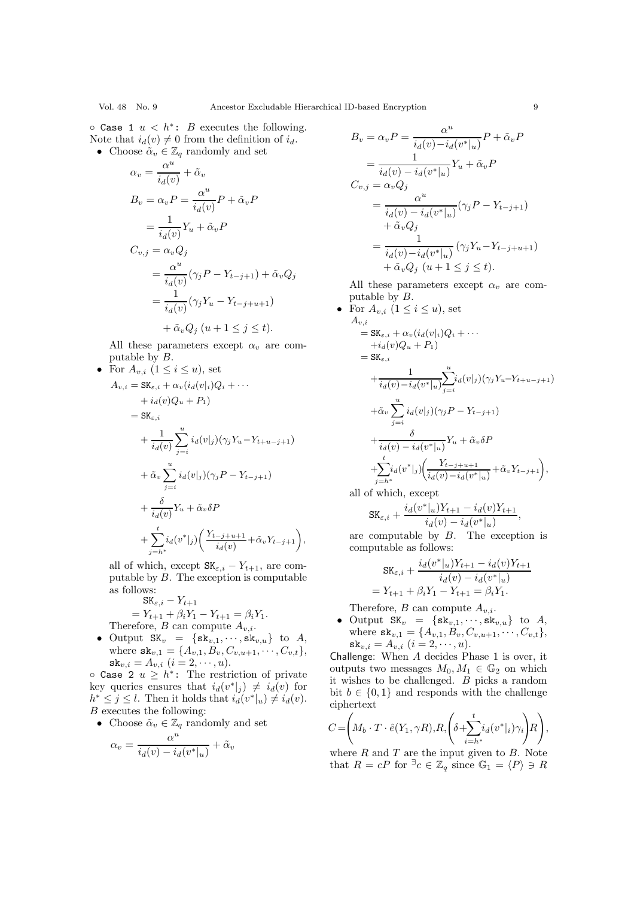◦ `Case 1` $u < h^*$: $B$ executes the following. Note that $i_d(v) \neq 0$ from the definition of $i_d$.

- Choose $\tilde{\alpha}_v \in \mathbb{Z}_q$ randomly and set

$$
\begin{aligned}
\alpha_v &= \frac{\alpha^u}{i_d(v)} + \tilde{\alpha}_v \\
B_v &= \alpha_v P = \frac{\alpha^u}{i_d(v)} P + \tilde{\alpha}_v P \\
&= \frac{1}{i_d(v)} Y_u + \tilde{\alpha}_v P \\
C_{v,j} &= \alpha_v Q_j \\
&= \frac{\alpha^u}{i_d(v)} (\gamma_j P - Y_{t-j+1}) + \tilde{\alpha}_v Q_j \\
&= \frac{1}{i_d(v)} (\gamma_j Y_u - Y_{t-j+u+1}) \\
&\quad + \tilde{\alpha}_v Q_j \ (u+1 \leq j \leq t).
\end{aligned}
$$

All these parameters except $\alpha_v$ are computable by $B$.

- For $A_{v,i}$ $(1 \leq i \leq u)$, set

$$
\begin{aligned}
A_{v,i} &= \mathtt{SK}_{\varepsilon,i} + \alpha_v (i_d(v|_i) Q_i + \cdots \\
&\quad + i_d(v) Q_u + P_1) \\
&= \mathtt{SK}_{\varepsilon,i} \\
&\quad + \frac{1}{i_d(v)} \sum_{j=i}^{u} i_d(v|_j)(\gamma_j Y_u - Y_{t+u-j+1}) \\
&\quad + \tilde{\alpha}_v \sum_{j=i}^{u} i_d(v|_j)(\gamma_j P - Y_{t-j+1}) \\
&\quad + \frac{\delta}{i_d(v)} Y_u + \tilde{\alpha}_v \delta P \\
&\quad + \sum_{j=h^*}^{t} i_d(v^*|_j) \left( \frac{Y_{t-j+u+1}}{i_d(v)} + \tilde{\alpha}_v Y_{t-j+1} \right),
\end{aligned}
$$

all of which, except $\mathtt{SK}_{\varepsilon,i} - Y_{t+1}$, are computable by $B$. The exception is computable as follows:

$$
\begin{aligned}
&\mathtt{SK}_{\varepsilon,i} - Y_{t+1} \\
&= Y_{t+1} + \beta_i Y_1 - Y_{t+1} = \beta_i Y_1.
\end{aligned}
$$

Therefore, $B$ can compute $A_{v,i}$.

- Output $\mathtt{SK}_v = \{\mathtt{sk}_{v,1}, \cdots, \mathtt{sk}_{v,u}\}$ to $A$, where $\mathtt{sk}_{v,1} = \{A_{v,1}, B_v, C_{v,u+1}, \cdots, C_{v,t}\}$, $\mathtt{sk}_{v,i} = A_{v,i}$ $(i = 2, \cdots, u)$.

◦ `Case 2` $u \geq h^*$: The restriction of private key queries ensures that $i_d(v^*|_j) \neq i_d(v)$ for $h^* \leq j \leq l$. Then it holds that $i_d(v^*|_u) \neq i_d(v)$. $B$ executes the following:

- Choose $\tilde{\alpha}_v \in \mathbb{Z}_q$ randomly and set

$$
\begin{aligned}
\alpha_v &= \frac{\alpha^u}{i_d(v) - i_d(v^*|_u)} + \tilde{\alpha}_v \\
B_v &= \alpha_v P = \frac{\alpha^u}{i_d(v) - i_d(v^*|_u)} P + \tilde{\alpha}_v P \\
&= \frac{1}{i_d(v) - i_d(v^*|_u)} Y_u + \tilde{\alpha}_v P \\
C_{v,j} &= \alpha_v Q_j \\
&= \frac{\alpha^u}{i_d(v) - i_d(v^*|_u)} (\gamma_j P - Y_{t-j+1}) \\
&\quad + \tilde{\alpha}_v Q_j \\
&= \frac{1}{i_d(v) - i_d(v^*|_u)} (\gamma_j Y_u - Y_{t-j+u+1}) \\
&\quad + \tilde{\alpha}_v Q_j \ (u+1 \leq j \leq t).
\end{aligned}
$$

All these parameters except $\alpha_v$ are computable by $B$.

- For $A_{v,i}$ $(1 \leq i \leq u)$, set

$$
\begin{aligned}
&A_{v,i} \\
&= \mathtt{SK}_{\varepsilon,i} + \alpha_v (i_d(v|_i) Q_i + \cdots \\
&\quad + i_d(v) Q_u + P_1) \\
&= \mathtt{SK}_{\varepsilon,i} \\
&\quad + \frac{1}{i_d(v) - i_d(v^*|_u)} \sum_{j=i}^{u} i_d(v|_j)(\gamma_j Y_u - Y_{t+u-j+1}) \\
&\quad + \tilde{\alpha}_v \sum_{j=i}^{u} i_d(v|_j)(\gamma_j P - Y_{t-j+1}) \\
&\quad + \frac{\delta}{i_d(v) - i_d(v^*|_u)} Y_u + \tilde{\alpha}_v \delta P \\
&\quad + \sum_{j=h^*}^{t} i_d(v^*|_j) \left( \frac{Y_{t-j+u+1}}{i_d(v) - i_d(v^*|_u)} + \tilde{\alpha}_v Y_{t-j+1} \right),
\end{aligned}
$$

all of which, except

$$
\mathtt{SK}_{\varepsilon,i} + \frac{i_d(v^*|_u) Y_{t+1} - i_d(v) Y_{t+1}}{i_d(v) - i_d(v^*|_u)},
$$

are computable by $B$. The exception is computable as follows:

$$
\begin{aligned}
&\mathtt{SK}_{\varepsilon,i} + \frac{i_d(v^*|_u) Y_{t+1} - i_d(v) Y_{t+1}}{i_d(v) - i_d(v^*|_u)} \\
&= Y_{t+1} + \beta_i Y_1 - Y_{t+1} = \beta_i Y_1.
\end{aligned}
$$

Therefore, $B$ can compute $A_{v,i}$.

- Output $\mathtt{SK}_v = \{\mathtt{sk}_{v,1}, \cdots, \mathtt{sk}_{v,u}\}$ to $A$, where $\mathtt{sk}_{v,1} = \{A_{v,1}, B_v, C_{v,u+1}, \cdots, C_{v,t}\}$, $\mathtt{sk}_{v,i} = A_{v,i}$ $(i = 2, \cdots, u)$.

Challenge: When $A$ decides Phase 1 is over, it outputs two messages $M_0, M_1 \in \mathbb{G}_2$ on which it wishes to be challenged. $B$ picks a random bit $b \in \{0, 1\}$ and responds with the challenge ciphertext

$$
C = \left( M_b \cdot T \cdot \hat{e}(Y_1, \gamma R), R, \left( \delta + \sum_{i=h^*}^{t} i_d(v^*|_i) \gamma_i \right) R \right),
$$

where $R$ and $T$ are the input given to $B$. Note that $R = cP$ for $^\exists c \in \mathbb{Z}_q$ since $\mathbb{G}_1 = \langle P \rangle \ni R$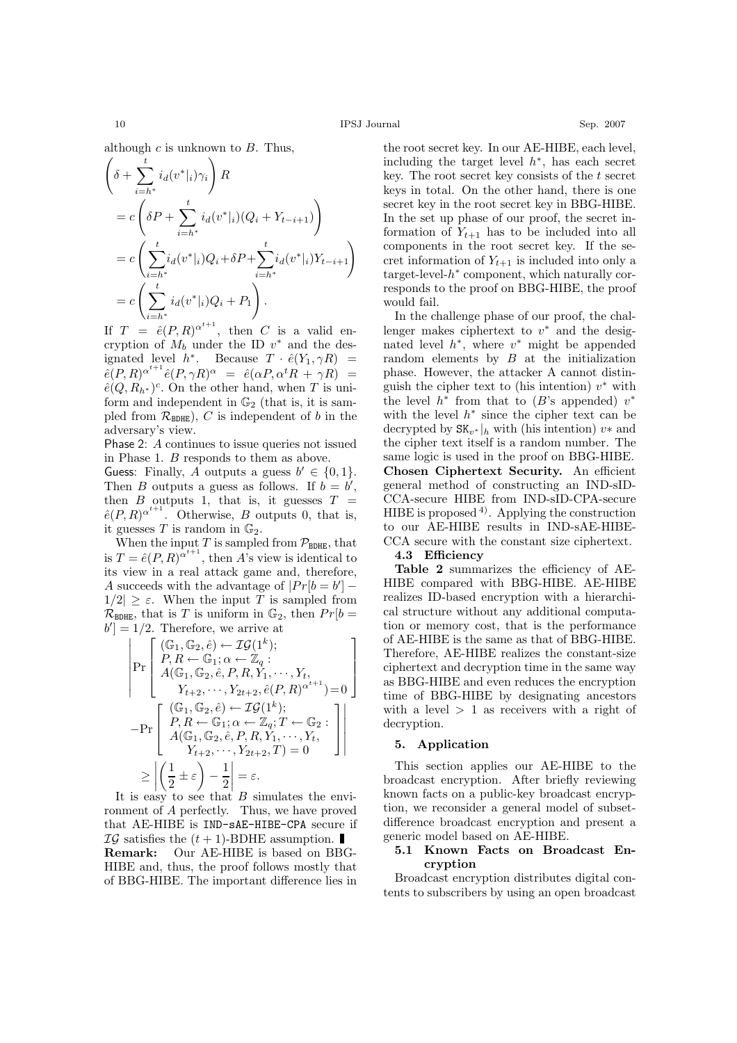although $c$ is unknown to $B$. Thus,

$$
\begin{aligned}
&\left(\delta + \sum_{i=h^*}^{t} i_d(v^*|_i)\gamma_i\right) R \\
&= c\left(\delta P + \sum_{i=h^*}^{t} i_d(v^*|_i)(Q_i + Y_{t-i+1})\right) \\
&= c\left(\sum_{i=h^*}^{t} i_d(v^*|_i)Q_i + \delta P + \sum_{i=h^*}^{t} i_d(v^*|_i)Y_{t-i+1}\right) \\
&= c\left(\sum_{i=h^*}^{t} i_d(v^*|_i)Q_i + P_1\right).
\end{aligned}
$$

If $T = \hat{e}(P,R)^{\alpha^{t+1}}$, then $C$ is a valid encryption of $M_b$ under the ID $v^*$ and the designated level $h^*$. Because $T \cdot \hat{e}(Y_1, \gamma R) = \hat{e}(P,R)^{\alpha^{t+1}}\hat{e}(P,\gamma R)^{\alpha} = \hat{e}(\alpha P, \alpha^t R + \gamma R) = \hat{e}(Q, R_{h^*})^c$. On the other hand, when $T$ is uniform and independent in $\mathbb{G}_2$ (that is, it is sampled from $\mathcal{R}_{\mathtt{BDHE}}$), $C$ is independent of $b$ in the adversary's view.

Phase 2: $A$ continues to issue queries not issued in Phase 1. $B$ responds to them as above.

Guess: Finally, $A$ outputs a guess $b' \in \{0,1\}$. Then $B$ outputs a guess as follows. If $b = b'$, then $B$ outputs 1, that is, it guesses $T = \hat{e}(P,R)^{\alpha^{t+1}}$. Otherwise, $B$ outputs 0, that is, it guesses $T$ is random in $\mathbb{G}_2$.

When the input $T$ is sampled from $\mathcal{P}_{\mathtt{BDHE}}$, that is $T = \hat{e}(P,R)^{\alpha^{t+1}}$, then $A$'s view is identical to its view in a real attack game and, therefore, $A$ succeeds with the advantage of $|Pr[b = b'] - 1/2| \geq \varepsilon$. When the input $T$ is sampled from $\mathcal{R}_{\mathtt{BDHE}}$, that is $T$ is uniform in $\mathbb{G}_2$, then $Pr[b = b'] = 1/2$. Therefore, we arrive at

$$
\left| \Pr\left[\begin{array}{l} (\mathbb{G}_1, \mathbb{G}_2, \hat{e}) \leftarrow \mathcal{IG}(1^k); \\ P, R \leftarrow \mathbb{G}_1; \alpha \leftarrow \mathbb{Z}_q : \\ A(\mathbb{G}_1, \mathbb{G}_2, \hat{e}, P, R, Y_1, \cdots, Y_t, \\ \quad Y_{t+2}, \cdots, Y_{2t+2}, \hat{e}(P,R)^{\alpha^{t+1}}) = 0 \end{array}\right] - \Pr\left[\begin{array}{l} (\mathbb{G}_1, \mathbb{G}_2, \hat{e}) \leftarrow \mathcal{IG}(1^k); \\ P, R \leftarrow \mathbb{G}_1; \alpha \leftarrow \mathbb{Z}_q; T \leftarrow \mathbb{G}_2 : \\ A(\mathbb{G}_1, \mathbb{G}_2, \hat{e}, P, R, Y_1, \cdots, Y_t, \\ \quad Y_{t+2}, \cdots, Y_{2t+2}, T) = 0 \end{array}\right] \right|
$$

$$
\geq \left| \left(\frac{1}{2} \pm \varepsilon\right) - \frac{1}{2} \right| = \varepsilon.
$$

It is easy to see that $B$ simulates the environment of $A$ perfectly. Thus, we have proved that AE-HIBE is IND-sAE-HIBE-CPA secure if $\mathcal{IG}$ satisfies the $(t+1)$-BDHE assumption. ∎

**Remark:** Our AE-HIBE is based on BBG-HIBE and, thus, the proof follows mostly that of BBG-HIBE. The important difference lies in the root secret key. In our AE-HIBE, each level, including the target level $h^*$, has each secret key. The root secret key consists of the $t$ secret keys in total. On the other hand, there is one secret key in the root secret key in BBG-HIBE. In the set up phase of our proof, the secret information of $Y_{t+1}$ has to be included into all components in the root secret key. If the secret information of $Y_{t+1}$ is included into only a target-level-$h^*$ component, which naturally corresponds to the proof on BBG-HIBE, the proof would fail.

In the challenge phase of our proof, the challenger makes ciphertext to $v^*$ and the designated level $h^*$, where $v^*$ might be appended random elements by $B$ at the initialization phase. However, the attacker A cannot distinguish the cipher text to (his intention) $v^*$ with the level $h^*$ from that to ($B$'s appended) $v^*$ with the level $h^*$ since the cipher text can be decrypted by $\mathtt{SK}_{v^*}|_h$ with (his intention) $v*$ and the cipher text itself is a random number. The same logic is used in the proof on BBG-HIBE.

**Chosen Ciphertext Security.** An efficient general method of constructing an IND-sID-CCA-secure HIBE from IND-sID-CPA-secure HIBE is proposed [4]. Applying the construction to our AE-HIBE results in IND-sAE-HIBE-CCA secure with the constant size ciphertext.

### 4.3 Efficiency

**Table 2** summarizes the efficiency of AE-HIBE compared with BBG-HIBE. AE-HIBE realizes ID-based encryption with a hierarchical structure without any additional computation or memory cost, that is the performance of AE-HIBE is the same as that of BBG-HIBE. Therefore, AE-HIBE realizes the constant-size ciphertext and decryption time in the same way as BBG-HIBE and even reduces the encryption time of BBG-HIBE by designating ancestors with a level $> 1$ as receivers with a right of decryption.

## 5. Application

This section applies our AE-HIBE to the broadcast encryption. After briefly reviewing known facts on a public-key broadcast encryption, we reconsider a general model of subset-difference broadcast encryption and present a generic model based on AE-HIBE.

### 5.1 Known Facts on Broadcast Encryption

Broadcast encryption distributes digital contents to subscribers by using an open broadcast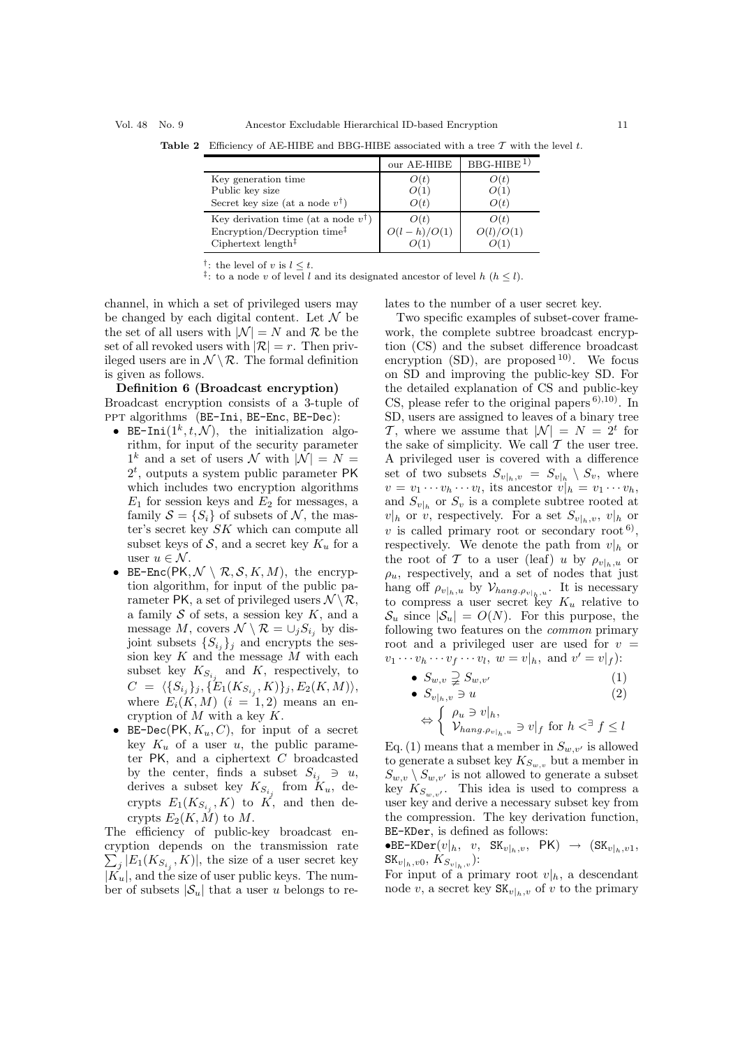**Table 2** Efficiency of AE-HIBE and BBG-HIBE associated with a tree $\mathcal{T}$ with the level $t$.

| | our AE-HIBE | BBG-HIBE [1)] |
|---|---|---|
| Key generation time | $O(t)$ | $O(t)$ |
| Public key size | $O(1)$ | $O(1)$ |
| Secret key size (at a node $v^{\dagger}$) | $O(t)$ | $O(t)$ |
| Key derivation time (at a node $v^{\dagger}$) | $O(t)$ | $O(t)$ |
| Encryption/Decryption time$^{\ddagger}$ | $O(l-h)/O(1)$ | $O(l)/O(1)$ |
| Ciphertext length$^{\ddagger}$ | $O(1)$ | $O(1)$ |

$^{\dagger}$: the level of $v$ is $l \le t$.
$^{\ddagger}$: to a node $v$ of level $l$ and its designated ancestor of level $h$ ($h \le l$).

channel, in which a set of privileged users may be changed by each digital content. Let $\mathcal{N}$ be the set of all users with $|\mathcal{N}| = N$ and $\mathcal{R}$ be the set of all revoked users with $|\mathcal{R}| = r$. Then privileged users are in $\mathcal{N} \setminus \mathcal{R}$. The formal definition is given as follows.

**Definition 6 (Broadcast encryption)** Broadcast encryption consists of a 3-tuple of PPT algorithms (BE-Ini, BE-Enc, BE-Dec):

- BE-Ini$(1^k, t, \mathcal{N})$, the initialization algorithm, for input of the security parameter $1^k$ and a set of users $\mathcal{N}$ with $|\mathcal{N}| = N = 2^t$, outputs a system public parameter $\mathsf{PK}$ which includes two encryption algorithms $E_1$ for session keys and $E_2$ for messages, a family $\mathcal{S} = \{S_i\}$ of subsets of $\mathcal{N}$, the master's secret key $SK$ which can compute all subset keys of $\mathcal{S}$, and a secret key $K_u$ for a user $u \in \mathcal{N}$.
- BE-Enc$(\mathsf{PK}, \mathcal{N} \setminus \mathcal{R}, \mathcal{S}, K, M)$, the encryption algorithm, for input of the public parameter $\mathsf{PK}$, a set of privileged users $\mathcal{N} \setminus \mathcal{R}$, a family $\mathcal{S}$ of sets, a session key $K$, and a message $M$, covers $\mathcal{N} \setminus \mathcal{R} = \cup_j S_{i_j}$ by disjoint subsets $\{S_{i_j}\}_j$ and encrypts the session key $K$ and the message $M$ with each subset key $K_{S_{i_j}}$ and $K$, respectively, to $C = \langle \{S_{i_j}\}_j, \{E_1(K_{S_{i_j}}, K)\}_j, E_2(K, M) \rangle$, where $E_i(K, M)$ $(i = 1, 2)$ means an encryption of $M$ with a key $K$.
- BE-Dec$(\mathsf{PK}, K_u, C)$, for input of a secret key $K_u$ of a user $u$, the public parameter $\mathsf{PK}$, and a ciphertext $C$ broadcasted by the center, finds a subset $S_{i_j} \ni u$, derives a subset key $K_{S_{i_j}}$ from $K_u$, decrypts $E_1(K_{S_{i_j}}, K)$ to $K$, and then decrypts $E_2(K, M)$ to $M$.

The efficiency of public-key broadcast encryption depends on the transmission rate $\sum_j |E_1(K_{S_{i_j}}, K)|$, the size of a user secret key $|K_u|$, and the size of user public keys. The number of subsets $|\mathcal{S}_u|$ that a user $u$ belongs to relates to the number of a user secret key.

Two specific examples of subset-cover framework, the complete subtree broadcast encryption (CS) and the subset difference broadcast encryption (SD), are proposed [10)]. We focus on SD and improving the public-key SD. For the detailed explanation of CS and public-key CS, please refer to the original papers [6),10)]. In SD, users are assigned to leaves of a binary tree $\mathcal{T}$, where we assume that $|\mathcal{N}| = N = 2^t$ for the sake of simplicity. We call $\mathcal{T}$ the user tree. A privileged user is covered with a difference set of two subsets $S_{v|_h, v} = S_{v|_h} \setminus S_v$, where $v = v_1 \cdots v_h \cdots v_l$, its ancestor $v|_h = v_1 \cdots v_h$, and $S_{v|_h}$ or $S_v$ is a complete subtree rooted at $v|_h$ or $v$, respectively. For a set $S_{v|_h, v}$, $v|_h$ or $v$ is called primary root or secondary root [6)], respectively. We denote the path from $v|_h$ or the root of $\mathcal{T}$ to a user (leaf) $u$ by $\rho_{v|_h, u}$ or $\rho_u$, respectively, and a set of nodes that just hang off $\rho_{v|_h, u}$ by $\mathcal{V}_{hang.\rho_{v|_h, u}}$. It is necessary to compress a user secret key $K_u$ relative to $\mathcal{S}_u$ since $|\mathcal{S}_u| = O(N)$. For this purpose, the following two features on the *common* primary root and a privileged user are used for $v = v_1 \cdots v_h \cdots v_f \cdots v_l$, $w = v|_h$, and $v' = v|_f$):

- $S_{w,v} \supsetneq S_{w,v'}$ (1)
- $S_{v|_h, v} \ni u$ (2)

$$\Leftrightarrow \begin{cases} \rho_u \ni v|_h, \\ \mathcal{V}_{hang.\rho_{v|_h, u}} \ni v|_f \text{ for } h <^{\exists} f \le l \end{cases}$$

Eq. (1) means that a member in $S_{w,v'}$ is allowed to generate a subset key $K_{S_{w,v}}$ but a member in $S_{w,v} \setminus S_{w,v'}$ is not allowed to generate a subset key $K_{S_{w,v'}}$. This idea is used to compress a user key and derive a necessary subset key from the compression. The key derivation function, BE-KDer, is defined as follows:

•BE-KDer$(v|_h,\ v,\ \mathsf{SK}_{v|_h, v},\ \mathsf{PK}) \rightarrow (\mathsf{SK}_{v|_h, v1}, \mathsf{SK}_{v|_h, v0},\ K_{S_{v|_h, v}})$:

For input of a primary root $v|_h$, a descendant node $v$, a secret key $\mathsf{SK}_{v|_h, v}$ of $v$ to the primary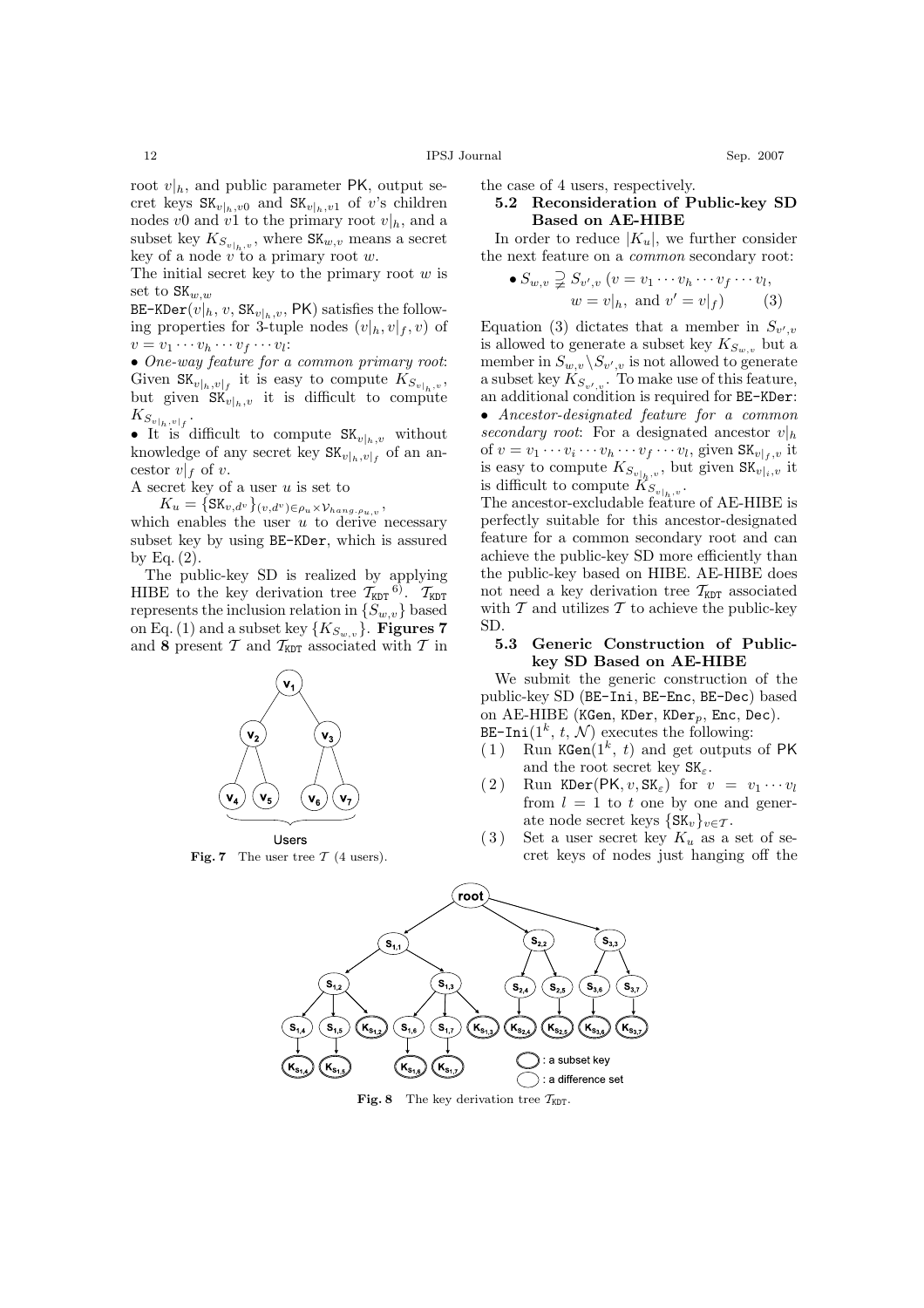root $v|_h$, and public parameter $\mathsf{PK}$, output secret keys $\mathsf{SK}_{v|_h,v0}$ and $\mathsf{SK}_{v|_h,v1}$ of $v$'s children nodes $v0$ and $v1$ to the primary root $v|_h$, and a subset key $K_{S_{v|_h,v}}$, where $\mathsf{SK}_{w,v}$ means a secret key of a node $v$ to a primary root $w$.

The initial secret key to the primary root $w$ is set to $\mathsf{SK}_{w,w}$

$\mathtt{BE\text{-}KDer}(v|_h, v, \mathsf{SK}_{v|_h,v}, \mathsf{PK})$ satisfies the following properties for 3-tuple nodes $(v|_h, v|_f, v)$ of $v = v_1 \cdots v_h \cdots v_f \cdots v_l$:

- *One-way feature for a common primary root*: Given $\mathsf{SK}_{v|_h,v|_f}$ it is easy to compute $K_{S_{v|_h,v}}$, but given $\mathsf{SK}_{v|_h,v}$ it is difficult to compute $K_{S_{v|_h,v|_f}}$.
- It is difficult to compute $\mathsf{SK}_{v|_h,v}$ without knowledge of any secret key $\mathsf{SK}_{v|_h,v|_f}$ of an ancestor $v|_f$ of $v$.

A secret key of a user $u$ is set to

$$K_u = \{\mathsf{SK}_{v,d^v}\}_{(v,d^v) \in \rho_u \times \mathcal{V}_{hang.\rho_u,v}},$$

which enables the user $u$ to derive necessary subset key by using $\mathtt{BE\text{-}KDer}$, which is assured by Eq. (2).

The public-key SD is realized by applying HIBE to the key derivation tree $\mathcal{T}_{\mathtt{KDT}}$ [6]. $\mathcal{T}_{\mathtt{KDT}}$ represents the inclusion relation in $\{S_{w,v}\}$ based on Eq. (1) and a subset key $\{K_{S_{w,v}}\}$. **Figures 7** and **8** present $\mathcal{T}$ and $\mathcal{T}_{\mathtt{KDT}}$ associated with $\mathcal{T}$ in the case of 4 users, respectively.

v1
v2
v3
v4
v5
v6
v7
Users

**Fig. 7** The user tree $\mathcal{T}$ (4 users).

### 5.2 Reconsideration of Public-key SD Based on AE-HIBE

In order to reduce $|K_u|$, we further consider the next feature on a *common* secondary root:

$$\bullet\ S_{w,v} \supsetneqq S_{v',v} \ (v = v_1 \cdots v_h \cdots v_f \cdots v_l, \quad w = v|_h, \text{ and } v' = v|_f) \qquad (3)$$

Equation (3) dictates that a member in $S_{v',v}$ is allowed to generate a subset key $K_{S_{w,v}}$ but a member in $S_{w,v} \setminus S_{v',v}$ is not allowed to generate a subset key $K_{S_{v',v}}$. To make use of this feature, an additional condition is required for $\mathtt{BE\text{-}KDer}$:

- *Ancestor-designated feature for a common secondary root*: For a designated ancestor $v|_h$ of $v = v_1 \cdots v_i \cdots v_h \cdots v_f \cdots v_l$, given $\mathsf{SK}_{v|_f,v}$ it is easy to compute $K_{S_{v|_h,v}}$, but given $\mathsf{SK}_{v|_i,v}$ it is difficult to compute $K_{S_{v|_h,v}}$.

The ancestor-excludable feature of AE-HIBE is perfectly suitable for this ancestor-designated feature for a common secondary root and can achieve the public-key SD more efficiently than the public-key based on HIBE. AE-HIBE does not need a key derivation tree $\mathcal{T}_{\mathtt{KDT}}$ associated with $\mathcal{T}$ and utilizes $\mathcal{T}$ to achieve the public-key SD.

### 5.3 Generic Construction of Public-key SD Based on AE-HIBE

We submit the generic construction of the public-key SD ($\mathtt{BE\text{-}Ini}$, $\mathtt{BE\text{-}Enc}$, $\mathtt{BE\text{-}Dec}$) based on AE-HIBE ($\mathtt{KGen}$, $\mathtt{KDer}$, $\mathtt{KDer}_p$, $\mathtt{Enc}$, $\mathtt{Dec}$).

$\mathtt{BE\text{-}Ini}(1^k, t, \mathcal{N})$ executes the following:

(1) Run $\mathtt{KGen}(1^k, t)$ and get outputs of $\mathsf{PK}$ and the root secret key $\mathsf{SK}_\varepsilon$.

(2) Run $\mathtt{KDer}(\mathsf{PK}, v, \mathsf{SK}_\varepsilon)$ for $v = v_1 \cdots v_l$ from $l = 1$ to $t$ one by one and generate node secret keys $\{\mathsf{SK}_v\}_{v \in \mathcal{T}}$.

(3) Set a user secret key $K_u$ as a set of secret keys of nodes just hanging off the

root
S1,1
S2,2
S3,3
S1,2
S1,3
S2,4
S2,5
S3,6
S3,7
S1,4
S1,5
KS1,2
S1,6
S1,7
KS1,3
KS2,4
KS2,5
KS3,6
KS3,7
KS1,4
KS1,5
KS1,6
KS1,7
: a subset key
: a difference set

**Fig. 8** The key derivation tree $\mathcal{T}_{\mathtt{KDT}}$.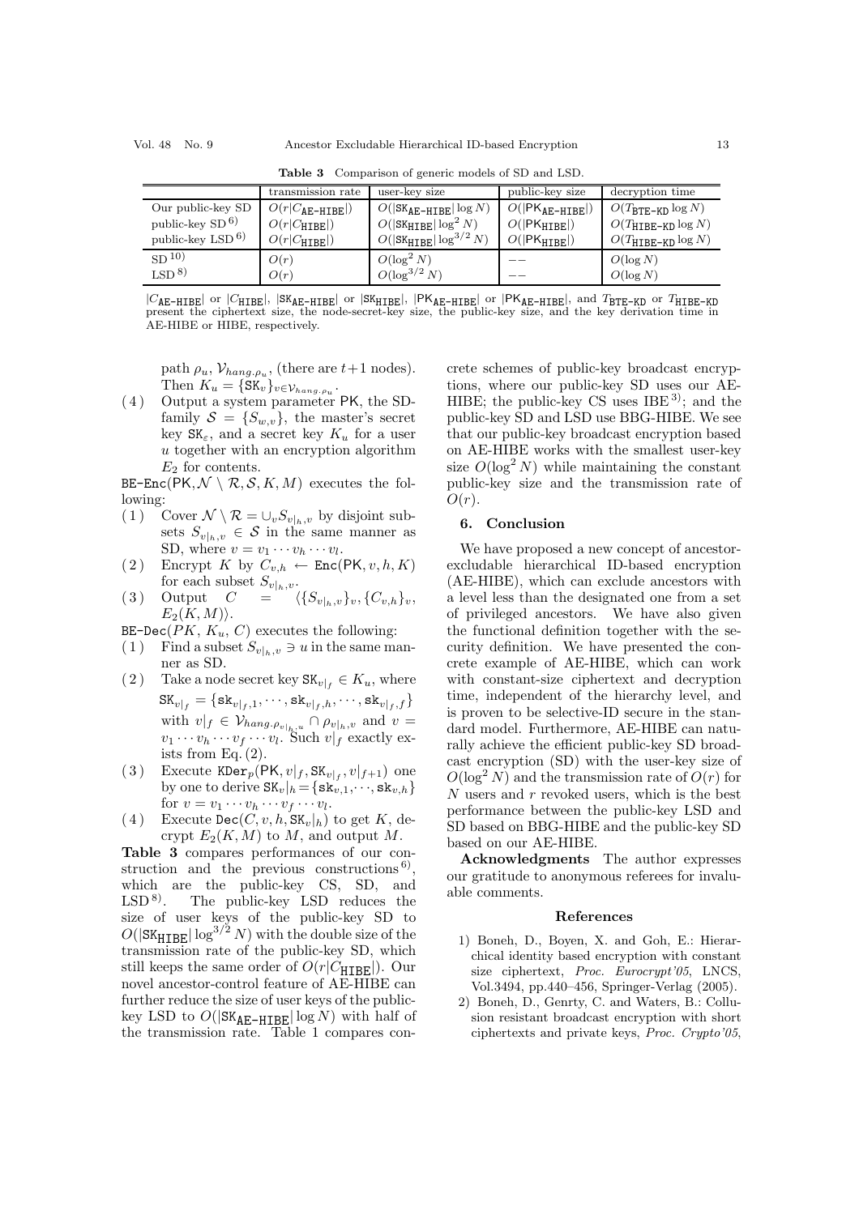**Table 3** Comparison of generic models of SD and LSD.

| | transmission rate | user-key size | public-key size | decryption time |
|---|---|---|---|---|
| Our public-key SD | $O(r\lvert C_{\mathtt{AE\text{-}HIBE}}\rvert)$ | $O(\lvert\mathtt{SK}_{\mathtt{AE\text{-}HIBE}}\rvert \log N)$ | $O(\lvert\mathsf{PK}_{\mathtt{AE\text{-}HIBE}}\rvert)$ | $O(T_{\mathtt{BTE\text{-}KD}} \log N)$ |
| public-key SD [6] | $O(r\lvert C_{\mathtt{HIBE}}\rvert)$ | $O(\lvert\mathtt{SK}_{\mathtt{HIBE}}\rvert \log^2 N)$ | $O(\lvert\mathsf{PK}_{\mathtt{HIBE}}\rvert)$ | $O(T_{\mathtt{HIBE\text{-}KD}} \log N)$ |
| public-key LSD [6] | $O(r\lvert C_{\mathtt{HIBE}}\rvert)$ | $O(\lvert\mathtt{SK}_{\mathtt{HIBE}}\rvert \log^{3/2} N)$ | $O(\lvert\mathsf{PK}_{\mathtt{HIBE}}\rvert)$ | $O(T_{\mathtt{HIBE\text{-}KD}} \log N)$ |
| SD [10] | $O(r)$ | $O(\log^2 N)$ | −− | $O(\log N)$ |
| LSD [8] | $O(r)$ | $O(\log^{3/2} N)$ | −− | $O(\log N)$ |

$\lvert C_{\mathtt{AE\text{-}HIBE}}\rvert$ or $\lvert C_{\mathtt{HIBE}}\rvert$, $\lvert\mathtt{SK}_{\mathtt{AE\text{-}HIBE}}\rvert$ or $\lvert\mathtt{SK}_{\mathtt{HIBE}}\rvert$, $\lvert\mathsf{PK}_{\mathtt{AE\text{-}HIBE}}\rvert$ or $\lvert\mathsf{PK}_{\mathtt{AE\text{-}HIBE}}\rvert$, and $T_{\mathtt{BTE\text{-}KD}}$ or $T_{\mathtt{HIBE\text{-}KD}}$ present the ciphertext size, the node-secret-key size, the public-key size, and the key derivation time in AE-HIBE or HIBE, respectively.

path $\rho_u$, $\mathcal{V}_{hang.\rho_u}$, (there are $t+1$ nodes). Then $K_u = \{\mathtt{SK}_v\}_{v \in \mathcal{V}_{hang.\rho_u}}$.

(4) Output a system parameter $\mathsf{PK}$, the SD-family $\mathcal{S} = \{S_{w,v}\}$, the master's secret key $\mathtt{SK}_\varepsilon$, and a secret key $K_u$ for a user $u$ together with an encryption algorithm $E_2$ for contents.

BE-Enc($\mathsf{PK}, \mathcal{N} \setminus \mathcal{R}, \mathcal{S}, K, M$) executes the following:

(1) Cover $\mathcal{N} \setminus \mathcal{R} = \cup_v S_{v|_h,v}$ by disjoint subsets $S_{v|_h,v} \in \mathcal{S}$ in the same manner as SD, where $v = v_1 \cdots v_h \cdots v_l$.
(2) Encrypt $K$ by $C_{v,h} \leftarrow \mathtt{Enc}(\mathsf{PK}, v, h, K)$ for each subset $S_{v|_h,v}$.
(3) Output $C = \langle \{S_{v|_h,v}\}_v, \{C_{v,h}\}_v, E_2(K,M) \rangle$.

BE-Dec($PK$, $K_u$, $C$) executes the following:

(1) Find a subset $S_{v|_h,v} \ni u$ in the same manner as SD.
(2) Take a node secret key $\mathtt{SK}_{v|_f} \in K_u$, where $\mathtt{SK}_{v|_f} = \{\mathtt{sk}_{v|_f,1}, \cdots, \mathtt{sk}_{v|_f,h}, \cdots, \mathtt{sk}_{v|_f,f}\}$ with $v|_f \in \mathcal{V}_{hang.\rho_{v|_h,u}} \cap \rho_{v|_h,v}$ and $v = v_1 \cdots v_h \cdots v_f \cdots v_l$. Such $v|_f$ exactly exists from Eq. (2).
(3) Execute $\mathtt{KDer}_p(\mathsf{PK}, v|_f, \mathtt{SK}_{v|_f}, v|_{f+1})$ one by one to derive $\mathtt{SK}_v|_h = \{\mathtt{sk}_{v,1}, \cdots, \mathtt{sk}_{v,h}\}$ for $v = v_1 \cdots v_h \cdots v_f \cdots v_l$.
(4) Execute $\mathtt{Dec}(C, v, h, \mathtt{SK}_v|_h)$ to get $K$, decrypt $E_2(K,M)$ to $M$, and output $M$.

**Table 3** compares performances of our construction and the previous constructions [6], which are the public-key CS, SD, and LSD [8]. The public-key LSD reduces the size of user keys of the public-key SD to $O(\lvert\mathtt{SK}_{\mathtt{HIBE}}\rvert \log^{3/2} N)$ with the double size of the transmission rate of the public-key SD, which still keeps the same order of $O(r\lvert C_{\mathtt{HIBE}}\rvert)$. Our novel ancestor-control feature of AE-HIBE can further reduce the size of user keys of the public-key LSD to $O(\lvert\mathtt{SK}_{\mathtt{AE\text{-}HIBE}}\rvert \log N)$ with half of the transmission rate. Table 1 compares concrete schemes of public-key broadcast encryptions, where our public-key SD uses our AE-HIBE; the public-key CS uses IBE [3]; and the public-key SD and LSD use BBG-HIBE. We see that our public-key broadcast encryption based on AE-HIBE works with the smallest user-key size $O(\log^2 N)$ while maintaining the constant public-key size and the transmission rate of $O(r)$.

## 6. Conclusion

We have proposed a new concept of ancestor-excludable hierarchical ID-based encryption (AE-HIBE), which can exclude ancestors with a level less than the designated one from a set of privileged ancestors. We have also given the functional definition together with the security definition. We have presented the concrete example of AE-HIBE, which can work with constant-size ciphertext and decryption time, independent of the hierarchy level, and is proven to be selective-ID secure in the standard model. Furthermore, AE-HIBE can naturally achieve the efficient public-key SD broadcast encryption (SD) with the user-key size of $O(\log^2 N)$ and the transmission rate of $O(r)$ for $N$ users and $r$ revoked users, which is the best performance between the public-key LSD and SD based on BBG-HIBE and the public-key SD based on our AE-HIBE.

**Acknowledgments** The author expresses our gratitude to anonymous referees for invaluable comments.

## References

1) Boneh, D., Boyen, X. and Goh, E.: Hierarchical identity based encryption with constant size ciphertext, *Proc. Eurocrypt'05*, LNCS, Vol.3494, pp.440–456, Springer-Verlag (2005).
2) Boneh, D., Genrty, C. and Waters, B.: Collusion resistant broadcast encryption with short ciphertexts and private keys, *Proc. Crypto'05*,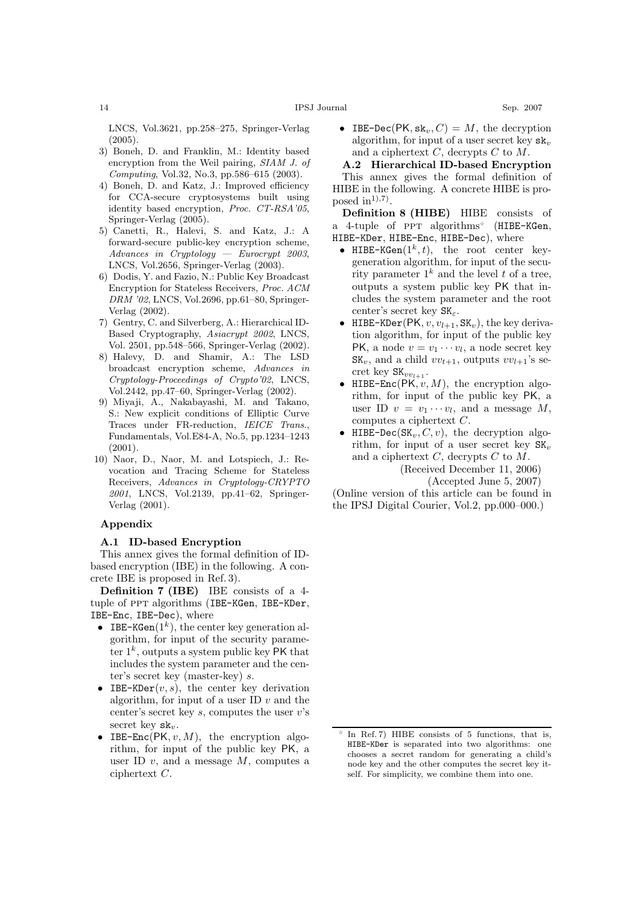LNCS, Vol.3621, pp.258–275, Springer-Verlag (2005).

3) Boneh, D. and Franklin, M.: Identity based encryption from the Weil pairing, *SIAM J. of Computing*, Vol.32, No.3, pp.586–615 (2003).
4) Boneh, D. and Katz, J.: Improved efficiency for CCA-secure cryptosystems built using identity based encryption, *Proc. CT-RSA'05*, Springer-Verlag (2005).
5) Canetti, R., Halevi, S. and Katz, J.: A forward-secure public-key encryption scheme, *Advances in Cryptology — Eurocrypt 2003*, LNCS, Vol.2656, Springer-Verlag (2003).
6) Dodis, Y. and Fazio, N.: Public Key Broadcast Encryption for Stateless Receivers, *Proc. ACM DRM '02*, LNCS, Vol.2696, pp.61–80, Springer-Verlag (2002).
7) Gentry, C. and Silverberg, A.: Hierarchical ID-Based Cryptography, *Asiacrypt 2002*, LNCS, Vol. 2501, pp.548–566, Springer-Verlag (2002).
8) Halevy, D. and Shamir, A.: The LSD broadcast encryption scheme, *Advances in Cryptology-Proceedings of Crypto'02*, LNCS, Vol.2442, pp.47–60, Springer-Verlag (2002).
9) Miyaji, A., Nakabayashi, M. and Takano, S.: New explicit conditions of Elliptic Curve Traces under FR-reduction, *IEICE Trans.*, Fundamentals, Vol.E84-A, No.5, pp.1234–1243 (2001).
10) Naor, D., Naor, M. and Lotspiech, J.: Revocation and Tracing Scheme for Stateless Receivers, *Advances in Cryptology-CRYPTO 2001*, LNCS, Vol.2139, pp.41–62, Springer-Verlag (2001).

## Appendix

### A.1 ID-based Encryption

This annex gives the formal definition of ID-based encryption (IBE) in the following. A concrete IBE is proposed in Ref. 3).

**Definition 7 (IBE)** IBE consists of a 4-tuple of PPT algorithms (IBE-KGen, IBE-KDer, IBE-Enc, IBE-Dec), where

- IBE-KGen($1^k$), the center key generation algorithm, for input of the security parameter $1^k$, outputs a system public key $\mathsf{PK}$ that includes the system parameter and the center's secret key (master-key) $s$.
- IBE-KDer($v, s$), the center key derivation algorithm, for input of a user ID $v$ and the center's secret key $s$, computes the user $v$'s secret key $\mathtt{sk}_v$.
- IBE-Enc($\mathsf{PK}, v, M$), the encryption algorithm, for input of the public key $\mathsf{PK}$, a user ID $v$, and a message $M$, computes a ciphertext $C$.
- IBE-Dec($\mathsf{PK}, \mathtt{sk}_v, C$) $= M$, the decryption algorithm, for input of a user secret key $\mathtt{sk}_v$ and a ciphertext $C$, decrypts $C$ to $M$.

### A.2 Hierarchical ID-based Encryption

This annex gives the formal definition of HIBE in the following. A concrete HIBE is proposed in[1),7)].

**Definition 8 (HIBE)** HIBE consists of a 4-tuple of PPT algorithms[☆] (HIBE-KGen, HIBE-KDer, HIBE-Enc, HIBE-Dec), where

- HIBE-KGen($1^k, t$), the root center key-generation algorithm, for input of the security parameter $1^k$ and the level $t$ of a tree, outputs a system public key $\mathsf{PK}$ that includes the system parameter and the root center's secret key $\mathsf{SK}_\varepsilon$.
- HIBE-KDer($\mathsf{PK}, v, v_{l+1}, \mathsf{SK}_v$), the key derivation algorithm, for input of the public key $\mathsf{PK}$, a node $v = v_1 \cdots v_l$, a node secret key $\mathsf{SK}_v$, and a child $vv_{t+1}$, outputs $vv_{l+1}$'s secret key $\mathsf{SK}_{vv_{l+1}}$.
- HIBE-Enc($\mathsf{PK}, v, M$), the encryption algorithm, for input of the public key $\mathsf{PK}$, a user ID $v = v_1 \cdots v_l$, and a message $M$, computes a ciphertext $C$.
- HIBE-Dec($\mathsf{SK}_v, C, v$), the decryption algorithm, for input of a user secret key $\mathsf{SK}_v$ and a ciphertext $C$, decrypts $C$ to $M$.

(Received December 11, 2006)

(Accepted June 5, 2007)

(Online version of this article can be found in the IPSJ Digital Courier, Vol.2, pp.000–000.)

☆ In Ref. 7) HIBE consists of 5 functions, that is, HIBE-KDer is separated into two algorithms: one chooses a secret random for generating a child's node key and the other computes the secret key itself. For simplicity, we combine them into one.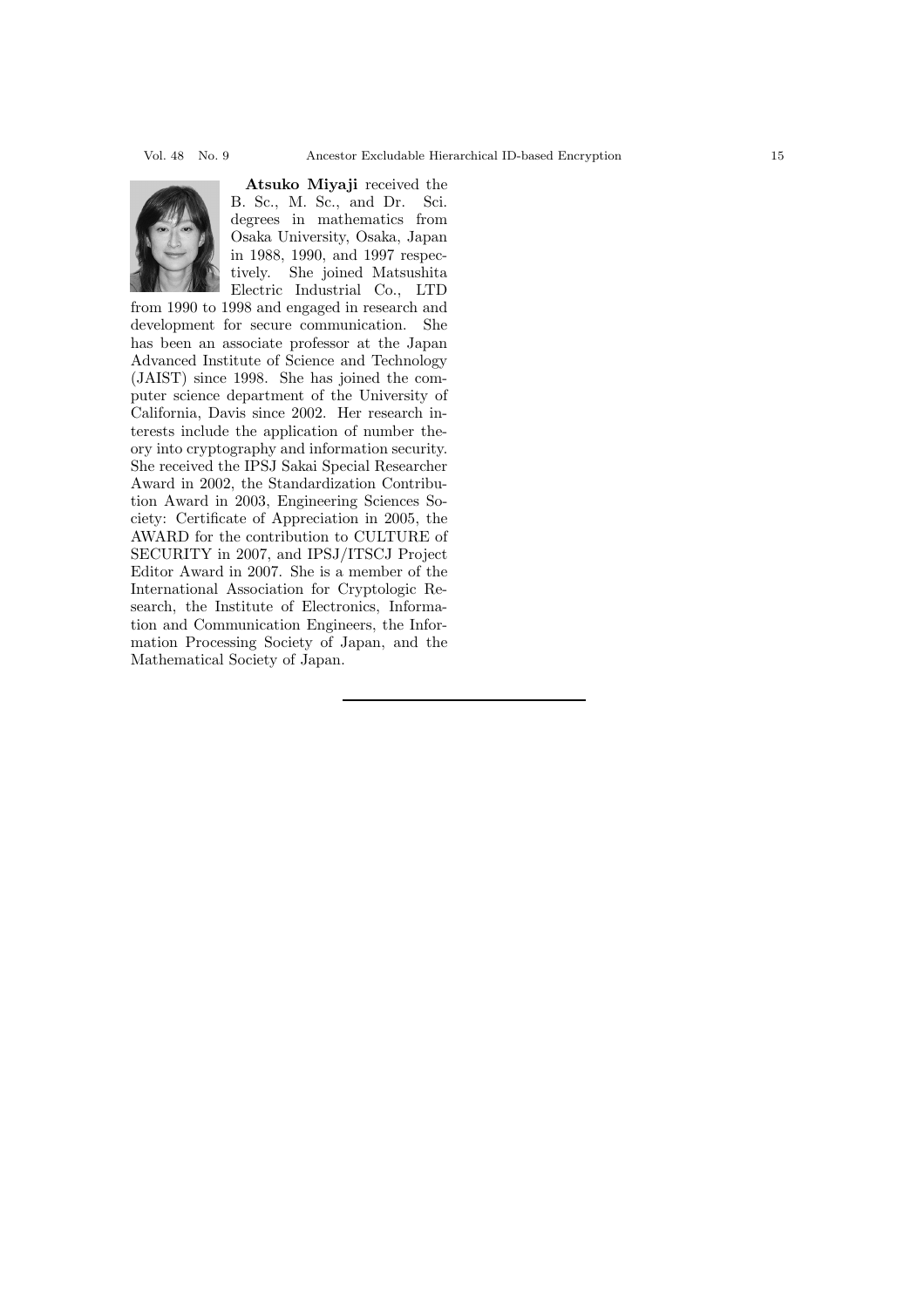**Atsuko Miyaji** received the B. Sc., M. Sc., and Dr. Sci. degrees in mathematics from Osaka University, Osaka, Japan in 1988, 1990, and 1997 respectively. She joined Matsushita Electric Industrial Co., LTD from 1990 to 1998 and engaged in research and development for secure communication. She has been an associate professor at the Japan Advanced Institute of Science and Technology (JAIST) since 1998. She has joined the computer science department of the University of California, Davis since 2002. Her research interests include the application of number theory into cryptography and information security. She received the IPSJ Sakai Special Researcher Award in 2002, the Standardization Contribution Award in 2003, Engineering Sciences Society: Certificate of Appreciation in 2005, the AWARD for the contribution to CULTURE of SECURITY in 2007, and IPSJ/ITSCJ Project Editor Award in 2007. She is a member of the International Association for Cryptologic Research, the Institute of Electronics, Information and Communication Engineers, the Information Processing Society of Japan, and the Mathematical Society of Japan.